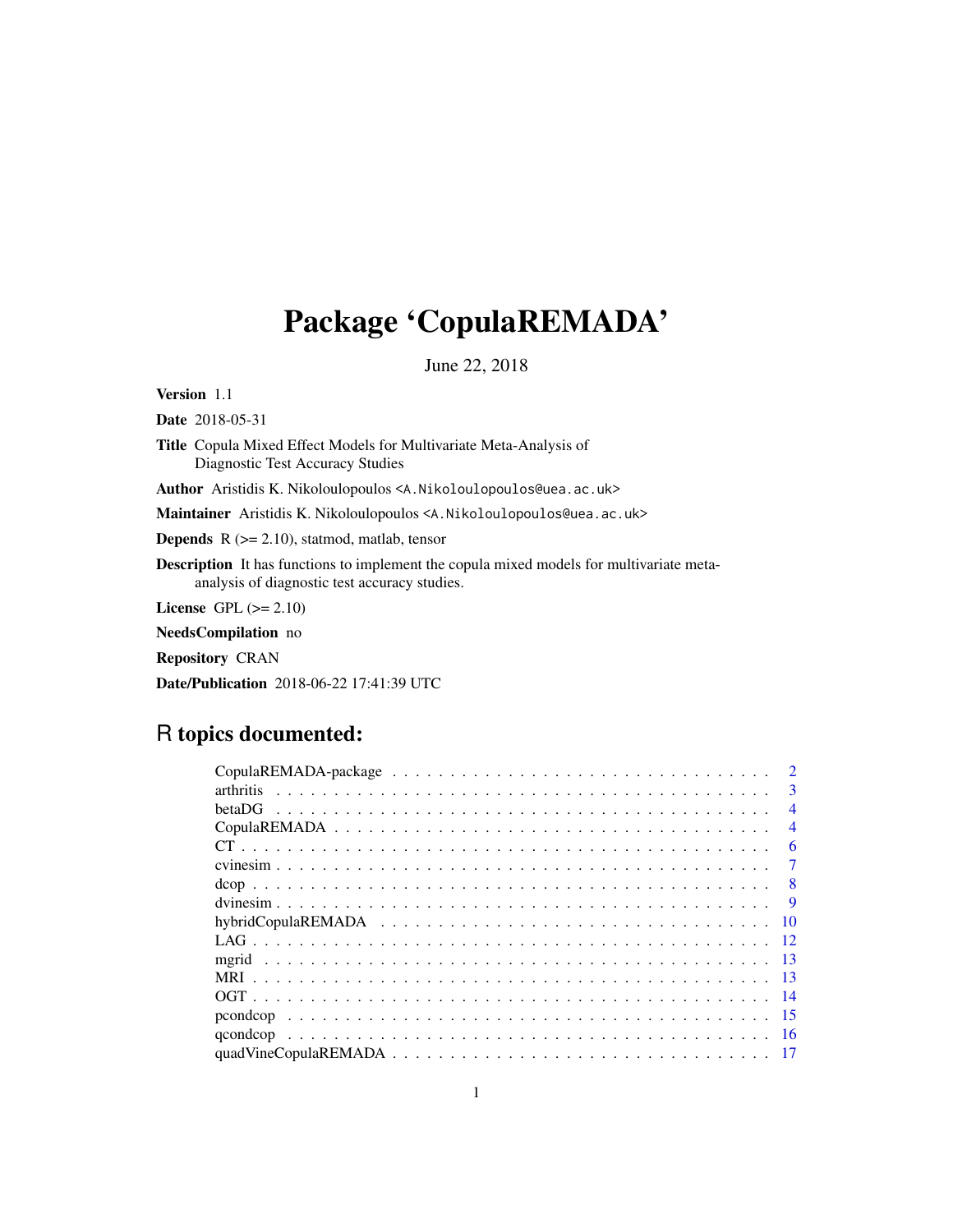# Package 'CopulaREMADA'

June 22, 2018

**Version** 1.1

**Date** 2018-05-31

**Title** Copula Mixed Effect Models for Multivariate Meta-Analysis of Diagnostic Test Accuracy Studies

**Author** Aristidis K. Nikoloulopoulos <A.Nikoloulopoulos@uea.ac.uk>

**Maintainer** Aristidis K. Nikoloulopoulos <A.Nikoloulopoulos@uea.ac.uk>

**Depends** R (>= 2.10), statmod, matlab, tensor

**Description** It has functions to implement the copula mixed models for multivariate meta-analysis of diagnostic test accuracy studies.

**License** GPL (>= 2.10)

**NeedsCompilation** no

**Repository** CRAN

**Date/Publication** 2018-06-22 17:41:39 UTC

## R topics documented:

| | |
|---|---|
| CopulaREMADA-package | 2 |
| arthritis | 3 |
| betaDG | 4 |
| CopulaREMADA | 4 |
| CT | 6 |
| cvinesim | 7 |
| dcop | 8 |
| dvinesim | 9 |
| hybridCopulaREMADA | 10 |
| LAG | 12 |
| mgrid | 13 |
| MRI | 13 |
| OGT | 14 |
| pcondcop | 15 |
| qcondcop | 16 |
| quadVineCopulaREMADA | 17 |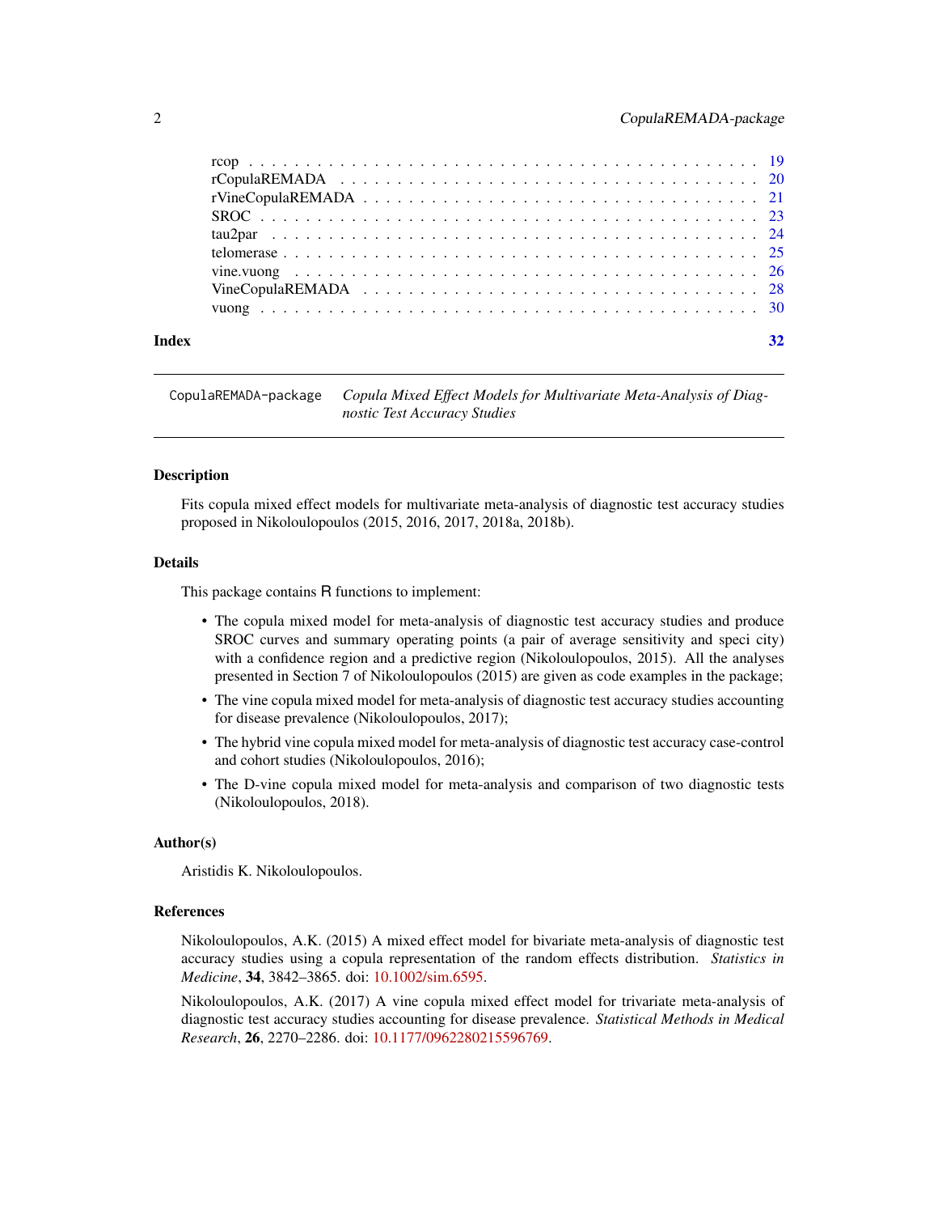rcop . . . . . . . . . . . . . . . . . . . . . . . . . . . . . . . . . . . . . . . . 19
rCopulaREMADA . . . . . . . . . . . . . . . . . . . . . . . . . . . . . . . . . . . 20
rVineCopulaREMADA . . . . . . . . . . . . . . . . . . . . . . . . . . . . . . . . 21
SROC . . . . . . . . . . . . . . . . . . . . . . . . . . . . . . . . . . . . . . . . 23
tau2par . . . . . . . . . . . . . . . . . . . . . . . . . . . . . . . . . . . . . . . 24
telomerase . . . . . . . . . . . . . . . . . . . . . . . . . . . . . . . . . . . . . 25
vine.vuong . . . . . . . . . . . . . . . . . . . . . . . . . . . . . . . . . . . . . 26
VineCopulaREMADA . . . . . . . . . . . . . . . . . . . . . . . . . . . . . . . . . 28
vuong . . . . . . . . . . . . . . . . . . . . . . . . . . . . . . . . . . . . . . . 30

**Index** 32

---

`CopulaREMADA-package` *Copula Mixed Effect Models for Multivariate Meta-Analysis of Diagnostic Test Accuracy Studies*

---

## Description

Fits copula mixed effect models for multivariate meta-analysis of diagnostic test accuracy studies proposed in Nikoloulopoulos (2015, 2016, 2017, 2018a, 2018b).

## Details

This package contains R functions to implement:

- The copula mixed model for meta-analysis of diagnostic test accuracy studies and produce SROC curves and summary operating points (a pair of average sensitivity and speci city) with a confidence region and a predictive region (Nikoloulopoulos, 2015). All the analyses presented in Section 7 of Nikoloulopoulos (2015) are given as code examples in the package;
- The vine copula mixed model for meta-analysis of diagnostic test accuracy studies accounting for disease prevalence (Nikoloulopoulos, 2017);
- The hybrid vine copula mixed model for meta-analysis of diagnostic test accuracy case-control and cohort studies (Nikoloulopoulos, 2016);
- The D-vine copula mixed model for meta-analysis and comparison of two diagnostic tests (Nikoloulopoulos, 2018).

## Author(s)

Aristidis K. Nikoloulopoulos.

## References

Nikoloulopoulos, A.K. (2015) A mixed effect model for bivariate meta-analysis of diagnostic test accuracy studies using a copula representation of the random effects distribution. *Statistics in Medicine*, **34**, 3842–3865. doi: 10.1002/sim.6595.

Nikoloulopoulos, A.K. (2017) A vine copula mixed effect model for trivariate meta-analysis of diagnostic test accuracy studies accounting for disease prevalence. *Statistical Methods in Medical Research*, **26**, 2270–2286. doi: 10.1177/0962280215596769.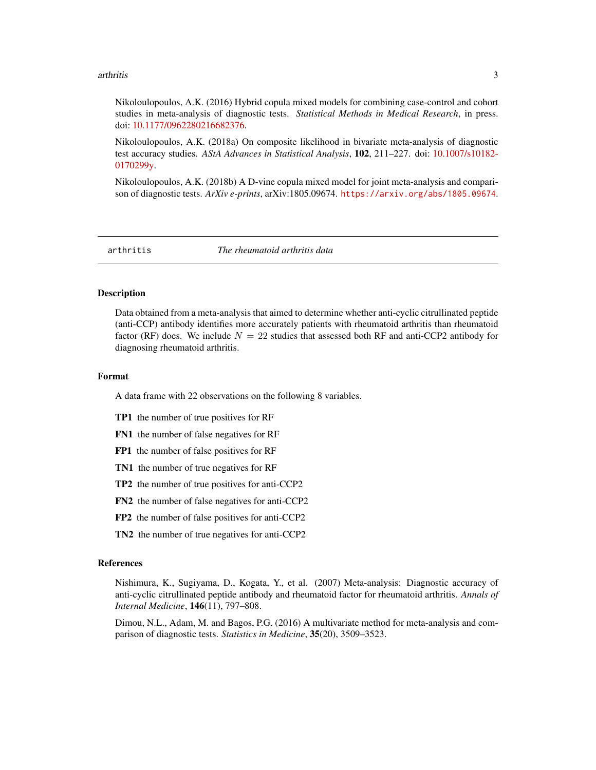Nikoloulopoulos, A.K. (2016) Hybrid copula mixed models for combining case-control and cohort studies in meta-analysis of diagnostic tests. *Statistical Methods in Medical Research*, in press. doi: 10.1177/0962280216682376.

Nikoloulopoulos, A.K. (2018a) On composite likelihood in bivariate meta-analysis of diagnostic test accuracy studies. *AStA Advances in Statistical Analysis*, **102**, 211–227. doi: 10.1007/s10182-0170299y.

Nikoloulopoulos, A.K. (2018b) A D-vine copula mixed model for joint meta-analysis and comparison of diagnostic tests. *ArXiv e-prints*, arXiv:1805.09674. `https://arxiv.org/abs/1805.09674`.

---

`arthritis` *The rheumatoid arthritis data*

---

## Description

Data obtained from a meta-analysis that aimed to determine whether anti-cyclic citrullinated peptide (anti-CCP) antibody identifies more accurately patients with rheumatoid arthritis than rheumatoid factor (RF) does. We include $N = 22$ studies that assessed both RF and anti-CCP2 antibody for diagnosing rheumatoid arthritis.

## Format

A data frame with 22 observations on the following 8 variables.

**TP1** the number of true positives for RF

**FN1** the number of false negatives for RF

**FP1** the number of false positives for RF

**TN1** the number of true negatives for RF

**TP2** the number of true positives for anti-CCP2

**FN2** the number of false negatives for anti-CCP2

**FP2** the number of false positives for anti-CCP2

**TN2** the number of true negatives for anti-CCP2

## References

Nishimura, K., Sugiyama, D., Kogata, Y., et al. (2007) Meta-analysis: Diagnostic accuracy of anti-cyclic citrullinated peptide antibody and rheumatoid factor for rheumatoid arthritis. *Annals of Internal Medicine*, **146**(11), 797–808.

Dimou, N.L., Adam, M. and Bagos, P.G. (2016) A multivariate method for meta-analysis and comparison of diagnostic tests. *Statistics in Medicine*, **35**(20), 3509–3523.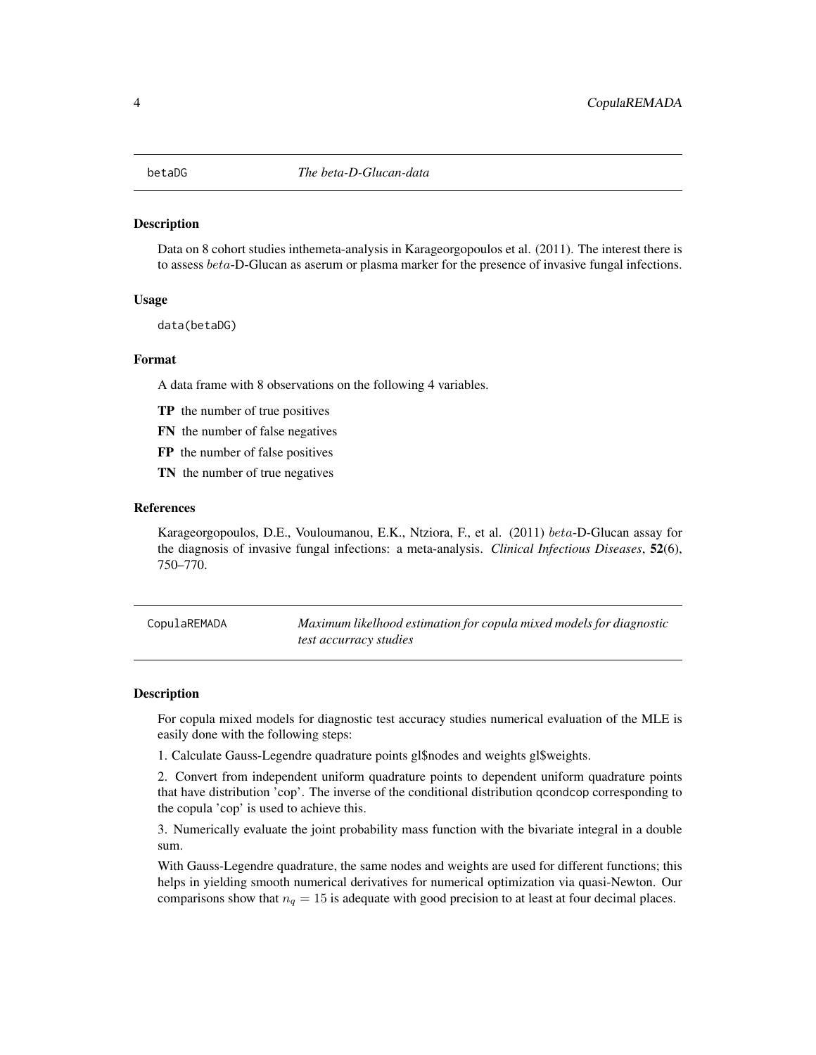## betaDG *The beta-D-Glucan-data*

### Description

Data on 8 cohort studies inthemeta-analysis in Karageorgopoulos et al. (2011). The interest there is to assess $beta$-D-Glucan as aserum or plasma marker for the presence of invasive fungal infections.

### Usage

```
data(betaDG)
```

### Format

A data frame with 8 observations on the following 4 variables.

**TP** the number of true positives

**FN** the number of false negatives

**FP** the number of false positives

**TN** the number of true negatives

### References

Karageorgopoulos, D.E., Vouloumanou, E.K., Ntziora, F., et al. (2011) $beta$-D-Glucan assay for the diagnosis of invasive fungal infections: a meta-analysis. *Clinical Infectious Diseases*, **52**(6), 750–770.

## CopulaREMADA *Maximum likelihood estimation for copula mixed models for diagnostic test accurracy studies*

### Description

For copula mixed models for diagnostic test accuracy studies numerical evaluation of the MLE is easily done with the following steps:

1. Calculate Gauss-Legendre quadrature points gl$nodes and weights gl$weights.

2. Convert from independent uniform quadrature points to dependent uniform quadrature points that have distribution 'cop'. The inverse of the conditional distribution qcondcop corresponding to the copula 'cop' is used to achieve this.

3. Numerically evaluate the joint probability mass function with the bivariate integral in a double sum.

With Gauss-Legendre quadrature, the same nodes and weights are used for different functions; this helps in yielding smooth numerical derivatives for numerical optimization via quasi-Newton. Our comparisons show that $n_q = 15$ is adequate with good precision to at least at four decimal places.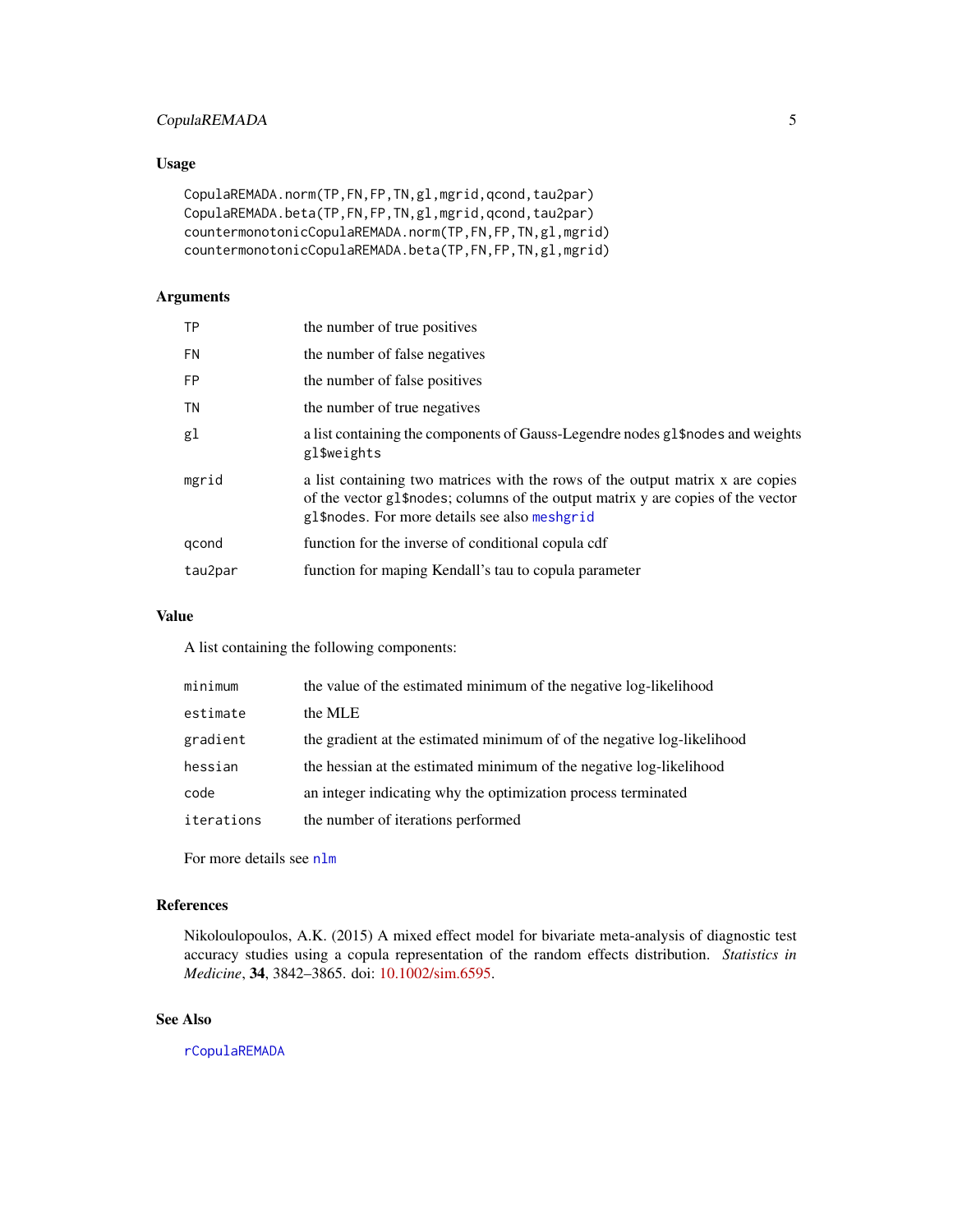## Usage

```
CopulaREMADA.norm(TP,FN,FP,TN,gl,mgrid,qcond,tau2par)
CopulaREMADA.beta(TP,FN,FP,TN,gl,mgrid,qcond,tau2par)
countermonotonicCopulaREMADA.norm(TP,FN,FP,TN,gl,mgrid)
countermonotonicCopulaREMADA.beta(TP,FN,FP,TN,gl,mgrid)
```

## Arguments

| | |
|---|---|
| `TP` | the number of true positives |
| `FN` | the number of false negatives |
| `FP` | the number of false positives |
| `TN` | the number of true negatives |
| `gl` | a list containing the components of Gauss-Legendre nodes `gl$nodes` and weights `gl$weights` |
| `mgrid` | a list containing two matrices with the rows of the output matrix x are copies of the vector `gl$nodes`; columns of the output matrix y are copies of the vector `gl$nodes`. For more details see also `meshgrid` |
| `qcond` | function for the inverse of conditional copula cdf |
| `tau2par` | function for maping Kendall's tau to copula parameter |

## Value

A list containing the following components:

| | |
|---|---|
| `minimum` | the value of the estimated minimum of the negative log-likelihood |
| `estimate` | the MLE |
| `gradient` | the gradient at the estimated minimum of of the negative log-likelihood |
| `hessian` | the hessian at the estimated minimum of the negative log-likelihood |
| `code` | an integer indicating why the optimization process terminated |
| `iterations` | the number of iterations performed |

For more details see `nlm`

## References

Nikoloulopoulos, A.K. (2015) A mixed effect model for bivariate meta-analysis of diagnostic test accuracy studies using a copula representation of the random effects distribution. *Statistics in Medicine*, **34**, 3842–3865. doi: 10.1002/sim.6595.

## See Also

`rCopulaREMADA`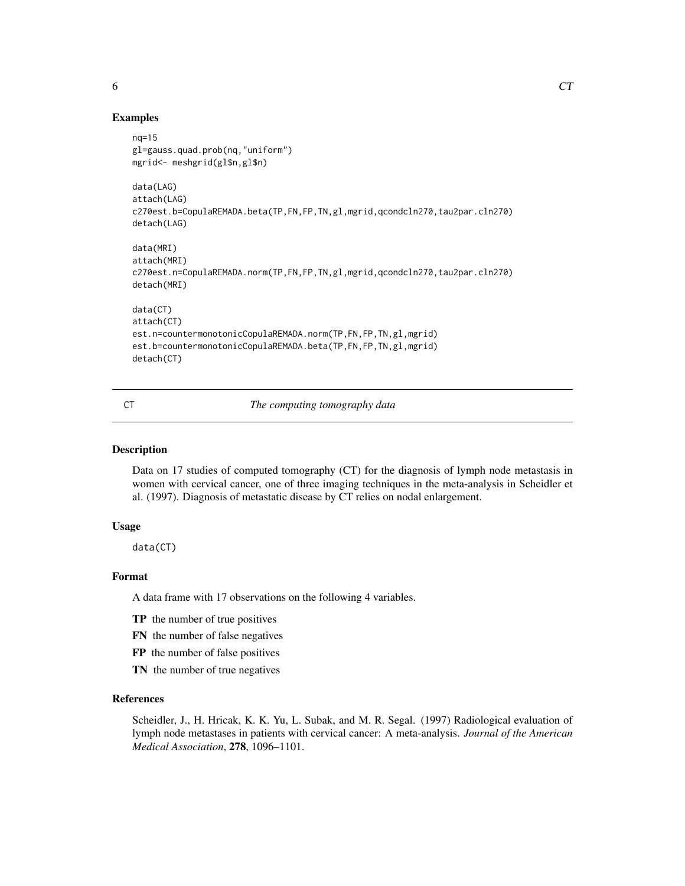## Examples

```
nq=15
gl=gauss.quad.prob(nq,"uniform")
mgrid<- meshgrid(gl$n,gl$n)

data(LAG)
attach(LAG)
c270est.b=CopulaREMADA.beta(TP,FN,FP,TN,gl,mgrid,qcondcln270,tau2par.cln270)
detach(LAG)

data(MRI)
attach(MRI)
c270est.n=CopulaREMADA.norm(TP,FN,FP,TN,gl,mgrid,qcondcln270,tau2par.cln270)
detach(MRI)

data(CT)
attach(CT)
est.n=countermonotonicCopulaREMADA.norm(TP,FN,FP,TN,gl,mgrid)
est.b=countermonotonicCopulaREMADA.beta(TP,FN,FP,TN,gl,mgrid)
detach(CT)
```

---

# CT *The computing tomography data*

---

## Description

Data on 17 studies of computed tomography (CT) for the diagnosis of lymph node metastasis in women with cervical cancer, one of three imaging techniques in the meta-analysis in Scheidler et al. (1997). Diagnosis of metastatic disease by CT relies on nodal enlargement.

## Usage

```
data(CT)
```

## Format

A data frame with 17 observations on the following 4 variables.

- **TP** the number of true positives
- **FN** the number of false negatives
- **FP** the number of false positives
- **TN** the number of true negatives

## References

Scheidler, J., H. Hricak, K. K. Yu, L. Subak, and M. R. Segal. (1997) Radiological evaluation of lymph node metastases in patients with cervical cancer: A meta-analysis. *Journal of the American Medical Association*, **278**, 1096–1101.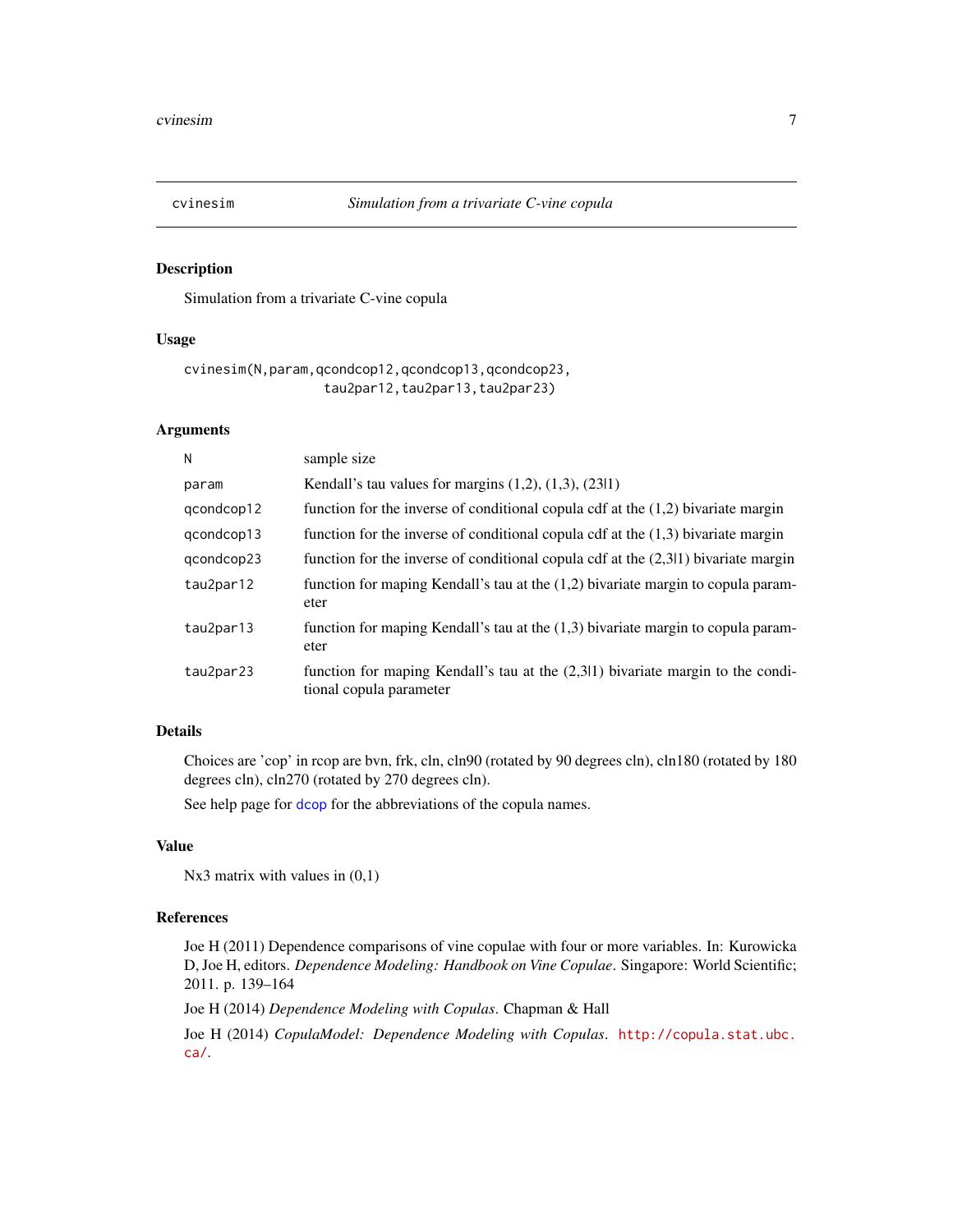## cvinesim — *Simulation from a trivariate C-vine copula*

### Description

Simulation from a trivariate C-vine copula

### Usage

```
cvinesim(N,param,qcondcop12,qcondcop13,qcondcop23,
                 tau2par12,tau2par13,tau2par23)
```

### Arguments

| | |
|---|---|
| `N` | sample size |
| `param` | Kendall's tau values for margins (1,2), (1,3), (23\|1) |
| `qcondcop12` | function for the inverse of conditional copula cdf at the (1,2) bivariate margin |
| `qcondcop13` | function for the inverse of conditional copula cdf at the (1,3) bivariate margin |
| `qcondcop23` | function for the inverse of conditional copula cdf at the (2,3\|1) bivariate margin |
| `tau2par12` | function for maping Kendall's tau at the (1,2) bivariate margin to copula parameter |
| `tau2par13` | function for maping Kendall's tau at the (1,3) bivariate margin to copula parameter |
| `tau2par23` | function for maping Kendall's tau at the (2,3\|1) bivariate margin to the conditional copula parameter |

### Details

Choices are 'cop' in rcop are bvn, frk, cln, cln90 (rotated by 90 degrees cln), cln180 (rotated by 180 degrees cln), cln270 (rotated by 270 degrees cln).

See help page for `dcop` for the abbreviations of the copula names.

### Value

Nx3 matrix with values in (0,1)

### References

Joe H (2011) Dependence comparisons of vine copulae with four or more variables. In: Kurowicka D, Joe H, editors. *Dependence Modeling: Handbook on Vine Copulae*. Singapore: World Scientific; 2011. p. 139–164

Joe H (2014) *Dependence Modeling with Copulas*. Chapman & Hall

Joe H (2014) *CopulaModel: Dependence Modeling with Copulas*. http://copula.stat.ubc.ca/.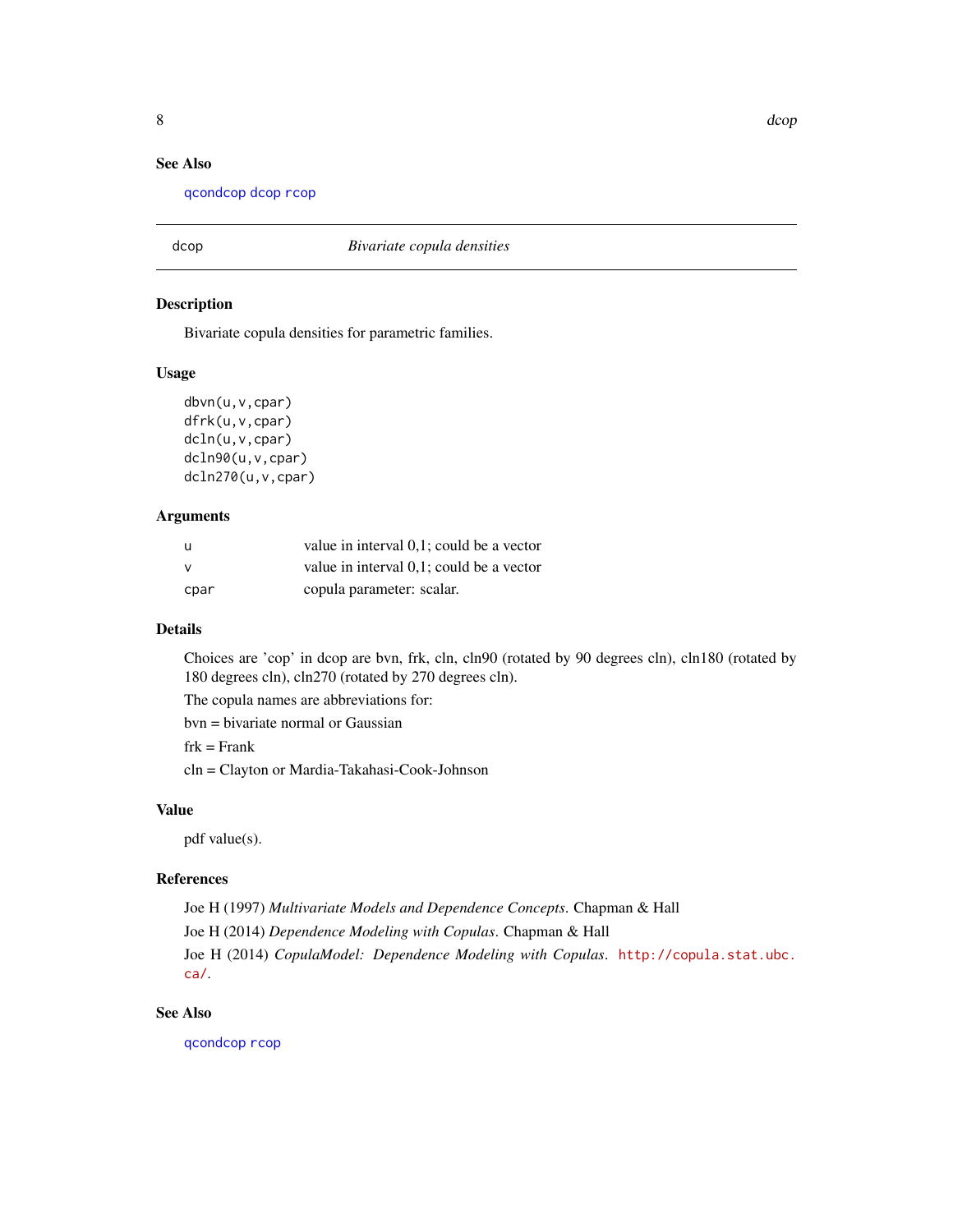### See Also

qcondcop dcop rcop

---

## dcop — *Bivariate copula densities*

### Description

Bivariate copula densities for parametric families.

### Usage

```
dbvn(u,v,cpar)
dfrk(u,v,cpar)
dcln(u,v,cpar)
dcln90(u,v,cpar)
dcln270(u,v,cpar)
```

### Arguments

| | |
|---|---|
| u | value in interval 0,1; could be a vector |
| v | value in interval 0,1; could be a vector |
| cpar | copula parameter: scalar. |

### Details

Choices are 'cop' in dcop are bvn, frk, cln, cln90 (rotated by 90 degrees cln), cln180 (rotated by 180 degrees cln), cln270 (rotated by 270 degrees cln).

The copula names are abbreviations for:

bvn = bivariate normal or Gaussian

frk = Frank

cln = Clayton or Mardia-Takahasi-Cook-Johnson

### Value

pdf value(s).

### References

Joe H (1997) *Multivariate Models and Dependence Concepts*. Chapman & Hall

Joe H (2014) *Dependence Modeling with Copulas*. Chapman & Hall

Joe H (2014) *CopulaModel: Dependence Modeling with Copulas*. http://copula.stat.ubc.ca/.

### See Also

qcondcop rcop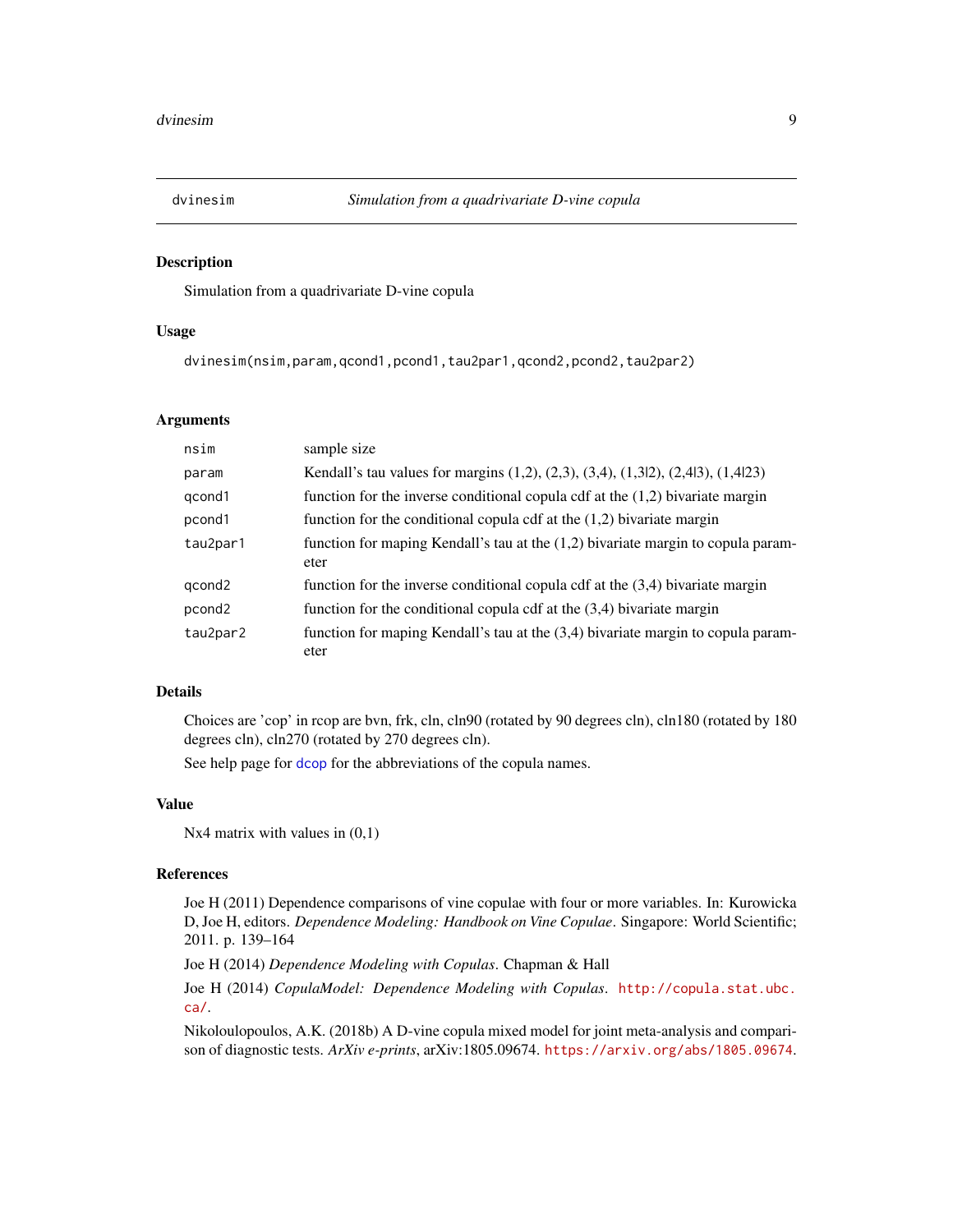# dvinesim — *Simulation from a quadrivariate D-vine copula*

## Description

Simulation from a quadrivariate D-vine copula

## Usage

```
dvinesim(nsim,param,qcond1,pcond1,tau2par1,qcond2,pcond2,tau2par2)
```

## Arguments

| | |
|---|---|
| nsim | sample size |
| param | Kendall's tau values for margins (1,2), (2,3), (3,4), (1,3\|2), (2,4\|3), (1,4\|23) |
| qcond1 | function for the inverse conditional copula cdf at the (1,2) bivariate margin |
| pcond1 | function for the conditional copula cdf at the (1,2) bivariate margin |
| tau2par1 | function for maping Kendall's tau at the (1,2) bivariate margin to copula parameter |
| qcond2 | function for the inverse conditional copula cdf at the (3,4) bivariate margin |
| pcond2 | function for the conditional copula cdf at the (3,4) bivariate margin |
| tau2par2 | function for maping Kendall's tau at the (3,4) bivariate margin to copula parameter |

## Details

Choices are 'cop' in rcop are bvn, frk, cln, cln90 (rotated by 90 degrees cln), cln180 (rotated by 180 degrees cln), cln270 (rotated by 270 degrees cln).

See help page for dcop for the abbreviations of the copula names.

## Value

Nx4 matrix with values in (0,1)

## References

Joe H (2011) Dependence comparisons of vine copulae with four or more variables. In: Kurowicka D, Joe H, editors. *Dependence Modeling: Handbook on Vine Copulae*. Singapore: World Scientific; 2011. p. 139–164

Joe H (2014) *Dependence Modeling with Copulas*. Chapman & Hall

Joe H (2014) *CopulaModel: Dependence Modeling with Copulas*. http://copula.stat.ubc.ca/.

Nikoloulopoulos, A.K. (2018b) A D-vine copula mixed model for joint meta-analysis and comparison of diagnostic tests. *ArXiv e-prints*, arXiv:1805.09674. https://arxiv.org/abs/1805.09674.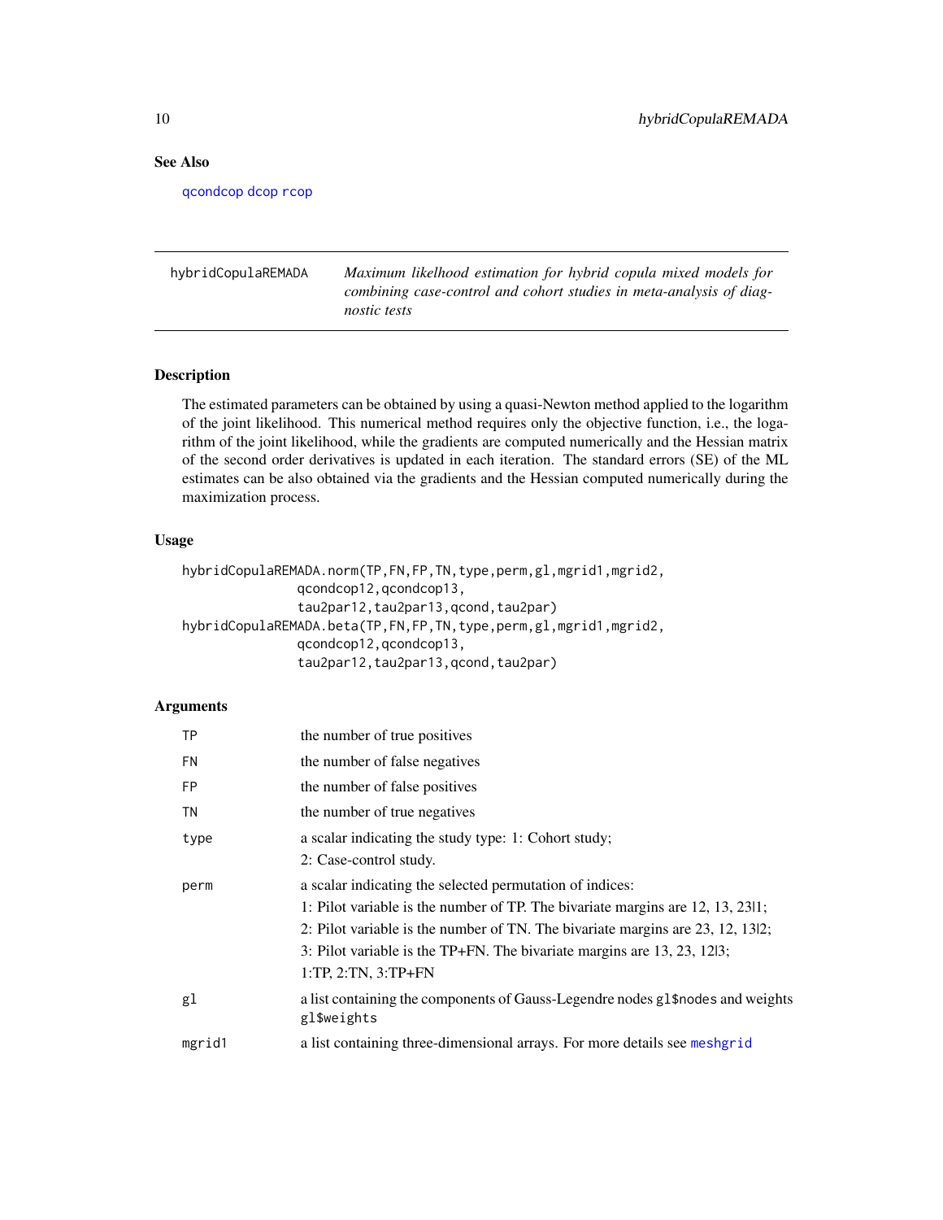## See Also

qcondcop dcop rcop

---

hybridCopulaREMADA — *Maximum likelihood estimation for hybrid copula mixed models for combining case-control and cohort studies in meta-analysis of diagnostic tests*

---

### Description

The estimated parameters can be obtained by using a quasi-Newton method applied to the logarithm of the joint likelihood. This numerical method requires only the objective function, i.e., the logarithm of the joint likelihood, while the gradients are computed numerically and the Hessian matrix of the second order derivatives is updated in each iteration. The standard errors (SE) of the ML estimates can be also obtained via the gradients and the Hessian computed numerically during the maximization process.

### Usage

```
hybridCopulaREMADA.norm(TP,FN,FP,TN,type,perm,gl,mgrid1,mgrid2,
               qcondcop12,qcondcop13,
               tau2par12,tau2par13,qcond,tau2par)
hybridCopulaREMADA.beta(TP,FN,FP,TN,type,perm,gl,mgrid1,mgrid2,
               qcondcop12,qcondcop13,
               tau2par12,tau2par13,qcond,tau2par)
```

### Arguments

| | |
|---|---|
| TP | the number of true positives |
| FN | the number of false negatives |
| FP | the number of false positives |
| TN | the number of true negatives |
| type | a scalar indicating the study type: 1: Cohort study;<br>2: Case-control study. |
| perm | a scalar indicating the selected permutation of indices:<br>1: Pilot variable is the number of TP. The bivariate margins are 12, 13, 23\|1;<br>2: Pilot variable is the number of TN. The bivariate margins are 23, 12, 13\|2;<br>3: Pilot variable is the TP+FN. The bivariate margins are 13, 23, 12\|3;<br>1:TP, 2:TN, 3:TP+FN |
| gl | a list containing the components of Gauss-Legendre nodes gl$nodes and weights gl$weights |
| mgrid1 | a list containing three-dimensional arrays. For more details see meshgrid |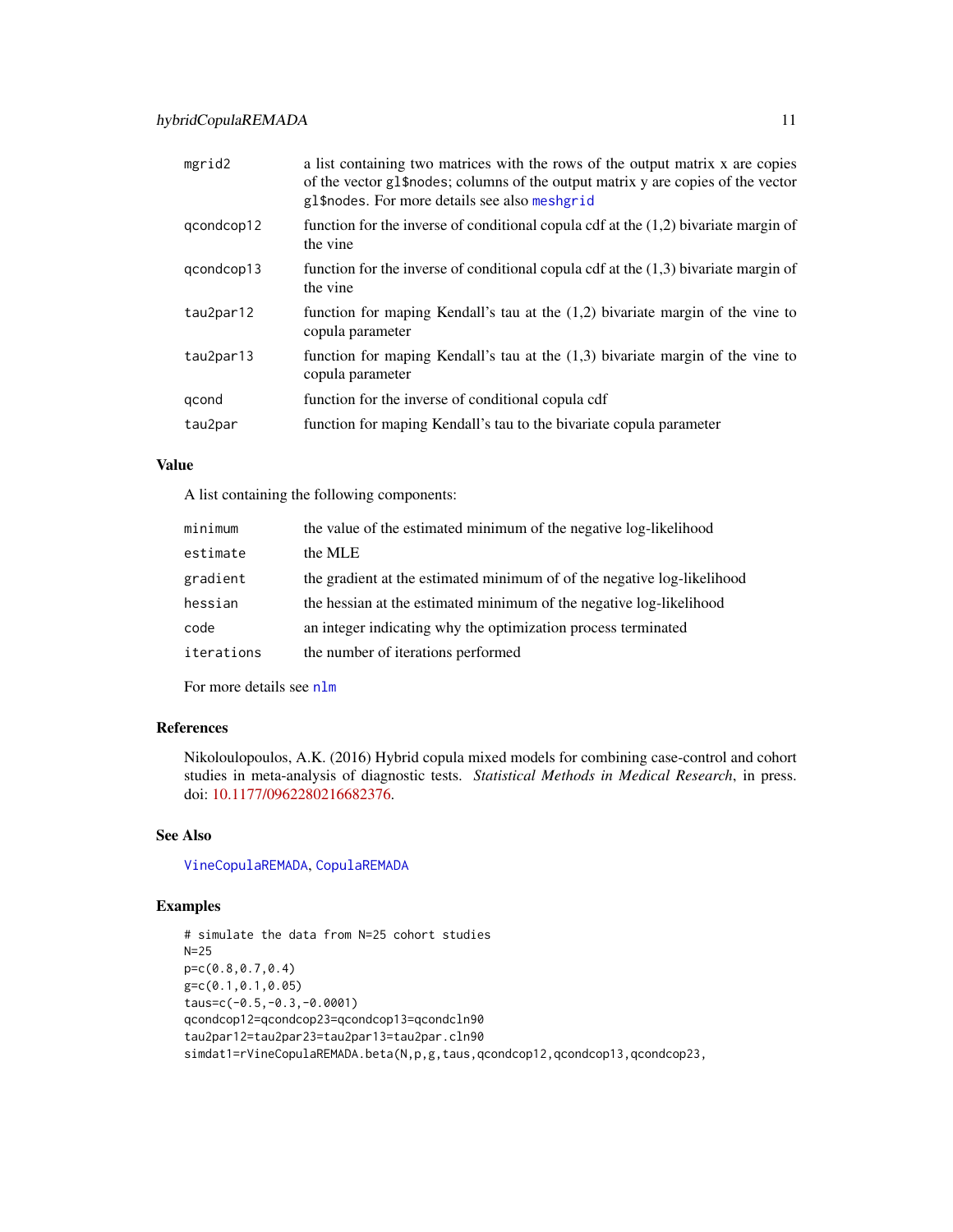| | |
|---|---|
| mgrid2 | a list containing two matrices with the rows of the output matrix x are copies of the vector gl$nodes; columns of the output matrix y are copies of the vector gl$nodes. For more details see also meshgrid |
| qcondcop12 | function for the inverse of conditional copula cdf at the (1,2) bivariate margin of the vine |
| qcondcop13 | function for the inverse of conditional copula cdf at the (1,3) bivariate margin of the vine |
| tau2par12 | function for maping Kendall's tau at the (1,2) bivariate margin of the vine to copula parameter |
| tau2par13 | function for maping Kendall's tau at the (1,3) bivariate margin of the vine to copula parameter |
| qcond | function for the inverse of conditional copula cdf |
| tau2par | function for maping Kendall's tau to the bivariate copula parameter |

### Value

A list containing the following components:

| | |
|---|---|
| minimum | the value of the estimated minimum of the negative log-likelihood |
| estimate | the MLE |
| gradient | the gradient at the estimated minimum of of the negative log-likelihood |
| hessian | the hessian at the estimated minimum of the negative log-likelihood |
| code | an integer indicating why the optimization process terminated |
| iterations | the number of iterations performed |

For more details see nlm

### References

Nikoloulopoulos, A.K. (2016) Hybrid copula mixed models for combining case-control and cohort studies in meta-analysis of diagnostic tests. *Statistical Methods in Medical Research*, in press. doi: 10.1177/0962280216682376.

### See Also

VineCopulaREMADA, CopulaREMADA

### Examples

```
# simulate the data from N=25 cohort studies
N=25
p=c(0.8,0.7,0.4)
g=c(0.1,0.1,0.05)
taus=c(-0.5,-0.3,-0.0001)
qcondcop12=qcondcop23=qcondcop13=qcondcln90
tau2par12=tau2par23=tau2par13=tau2par.cln90
simdat1=rVineCopulaREMADA.beta(N,p,g,taus,qcondcop12,qcondcop13,qcondcop23,
```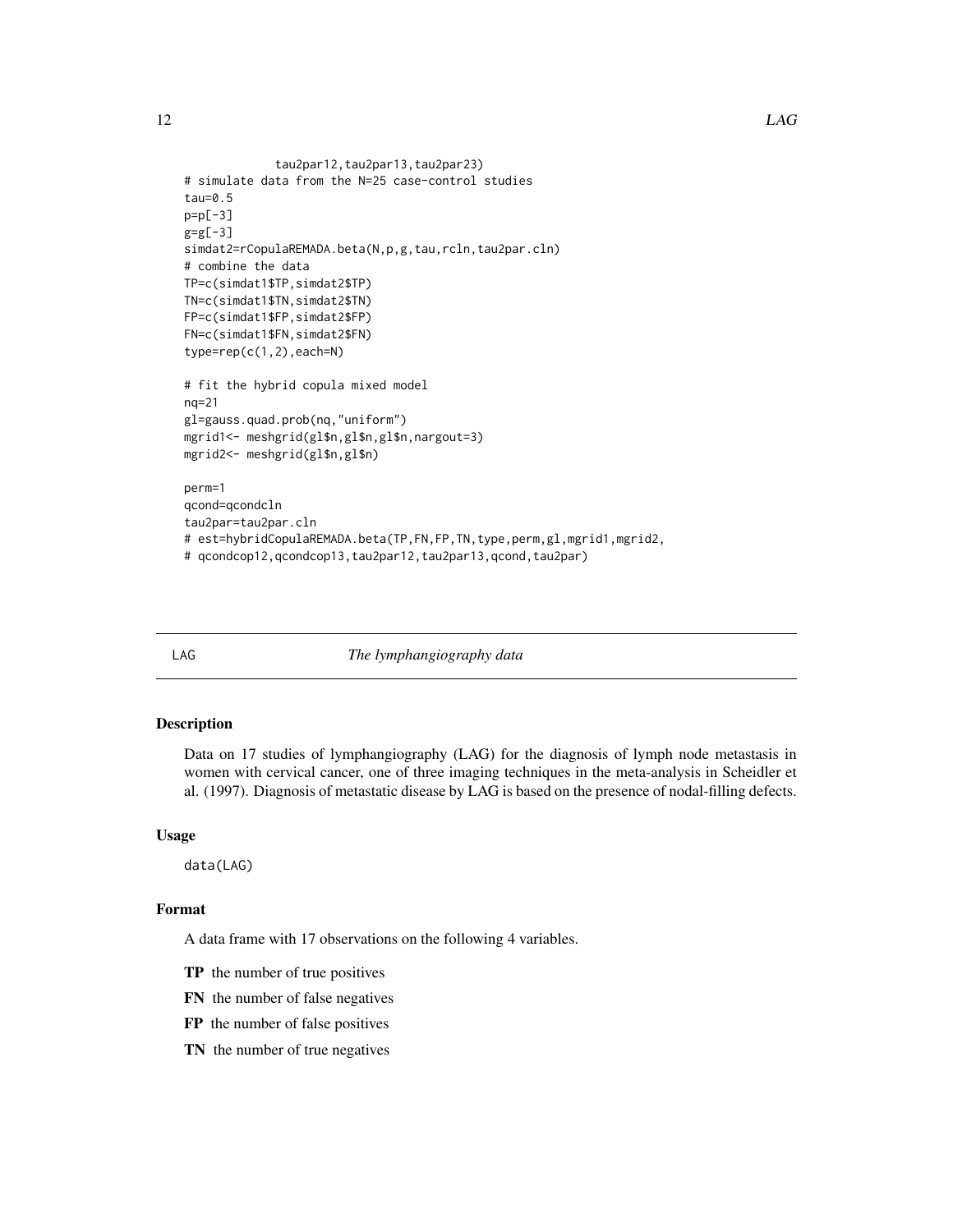```
             tau2par12,tau2par13,tau2par23)
# simulate data from the N=25 case-control studies
tau=0.5
p=p[-3]
g=g[-3]
simdat2=rCopulaREMADA.beta(N,p,g,tau,rcln,tau2par.cln)
# combine the data
TP=c(simdat1$TP,simdat2$TP)
TN=c(simdat1$TN,simdat2$TN)
FP=c(simdat1$FP,simdat2$FP)
FN=c(simdat1$FN,simdat2$FN)
type=rep(c(1,2),each=N)

# fit the hybrid copula mixed model
nq=21
gl=gauss.quad.prob(nq,"uniform")
mgrid1<- meshgrid(gl$n,gl$n,gl$n,nargout=3)
mgrid2<- meshgrid(gl$n,gl$n)

perm=1
qcond=qcondcln
tau2par=tau2par.cln
# est=hybridCopulaREMADA.beta(TP,FN,FP,TN,type,perm,gl,mgrid1,mgrid2,
# qcondcop12,qcondcop13,tau2par12,tau2par13,qcond,tau2par)
```

---

LAG *The lymphangiography data*

---

### Description

Data on 17 studies of lymphangiography (LAG) for the diagnosis of lymph node metastasis in women with cervical cancer, one of three imaging techniques in the meta-analysis in Scheidler et al. (1997). Diagnosis of metastatic disease by LAG is based on the presence of nodal-filling defects.

### Usage

```
data(LAG)
```

### Format

A data frame with 17 observations on the following 4 variables.

**TP** the number of true positives

**FN** the number of false negatives

**FP** the number of false positives

**TN** the number of true negatives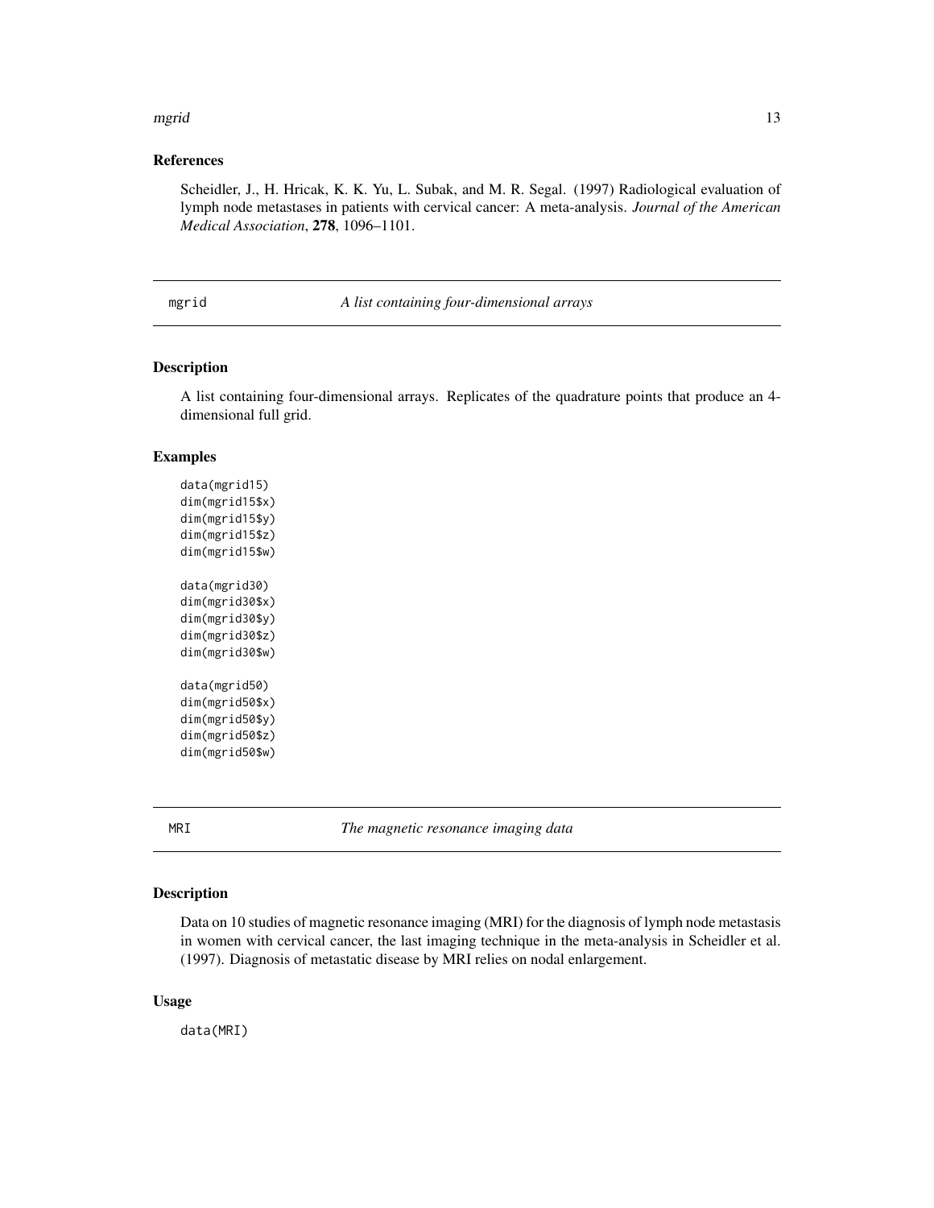## References

Scheidler, J., H. Hricak, K. K. Yu, L. Subak, and M. R. Segal. (1997) Radiological evaluation of lymph node metastases in patients with cervical cancer: A meta-analysis. *Journal of the American Medical Association*, **278**, 1096–1101.

---

# mgrid — *A list containing four-dimensional arrays*

## Description

A list containing four-dimensional arrays. Replicates of the quadrature points that produce an 4-dimensional full grid.

## Examples

```
data(mgrid15)
dim(mgrid15$x)
dim(mgrid15$y)
dim(mgrid15$z)
dim(mgrid15$w)

data(mgrid30)
dim(mgrid30$x)
dim(mgrid30$y)
dim(mgrid30$z)
dim(mgrid30$w)

data(mgrid50)
dim(mgrid50$x)
dim(mgrid50$y)
dim(mgrid50$z)
dim(mgrid50$w)
```

---

# MRI — *The magnetic resonance imaging data*

## Description

Data on 10 studies of magnetic resonance imaging (MRI) for the diagnosis of lymph node metastasis in women with cervical cancer, the last imaging technique in the meta-analysis in Scheidler et al. (1997). Diagnosis of metastatic disease by MRI relies on nodal enlargement.

## Usage

```
data(MRI)
```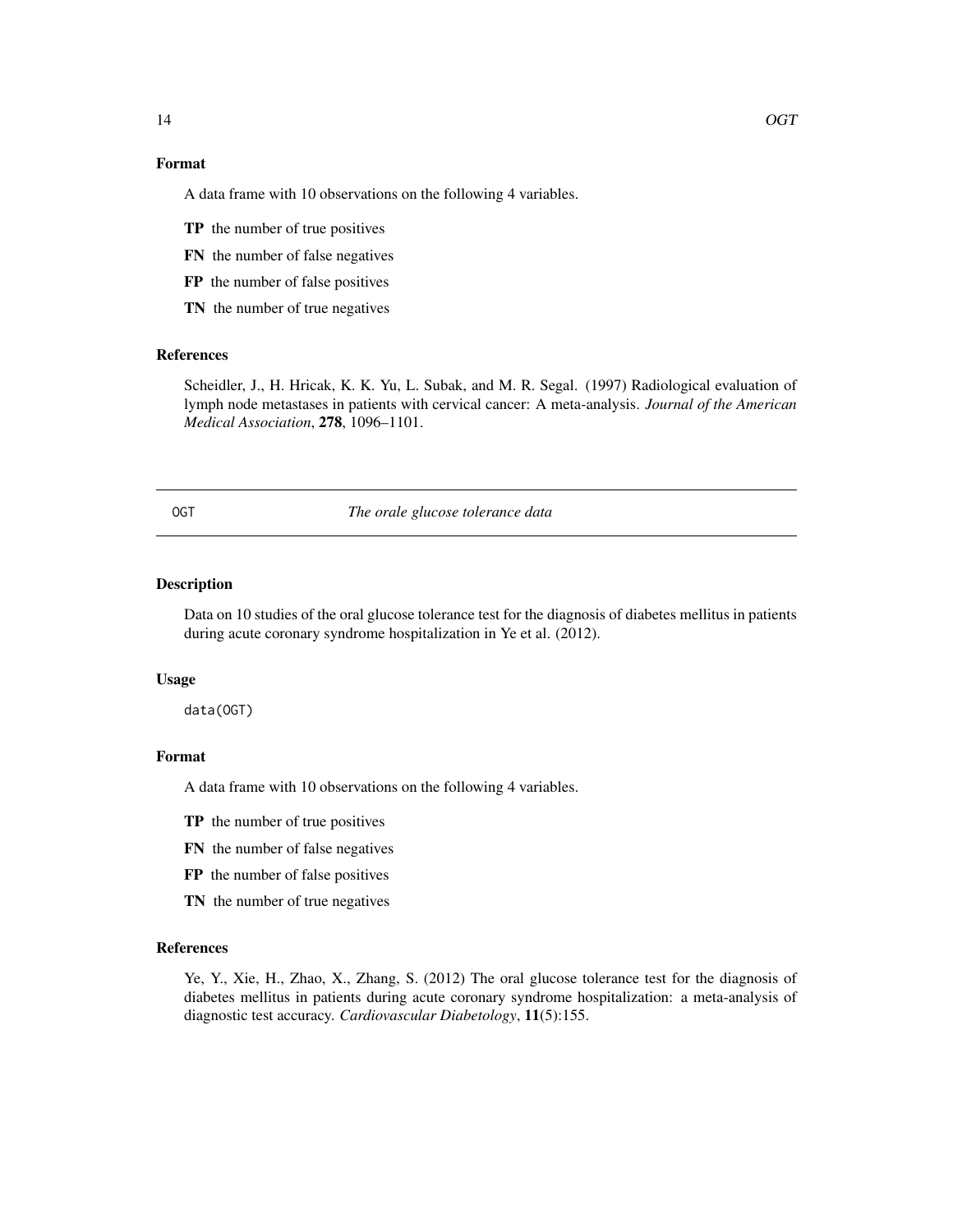### Format

A data frame with 10 observations on the following 4 variables.

**TP** the number of true positives

**FN** the number of false negatives

**FP** the number of false positives

**TN** the number of true negatives

### References

Scheidler, J., H. Hricak, K. K. Yu, L. Subak, and M. R. Segal. (1997) Radiological evaluation of lymph node metastases in patients with cervical cancer: A meta-analysis. *Journal of the American Medical Association*, **278**, 1096–1101.

---

## OGT — *The orale glucose tolerance data*

### Description

Data on 10 studies of the oral glucose tolerance test for the diagnosis of diabetes mellitus in patients during acute coronary syndrome hospitalization in Ye et al. (2012).

### Usage

```
data(OGT)
```

### Format

A data frame with 10 observations on the following 4 variables.

**TP** the number of true positives

**FN** the number of false negatives

**FP** the number of false positives

**TN** the number of true negatives

### References

Ye, Y., Xie, H., Zhao, X., Zhang, S. (2012) The oral glucose tolerance test for the diagnosis of diabetes mellitus in patients during acute coronary syndrome hospitalization: a meta-analysis of diagnostic test accuracy. *Cardiovascular Diabetology*, **11**(5):155.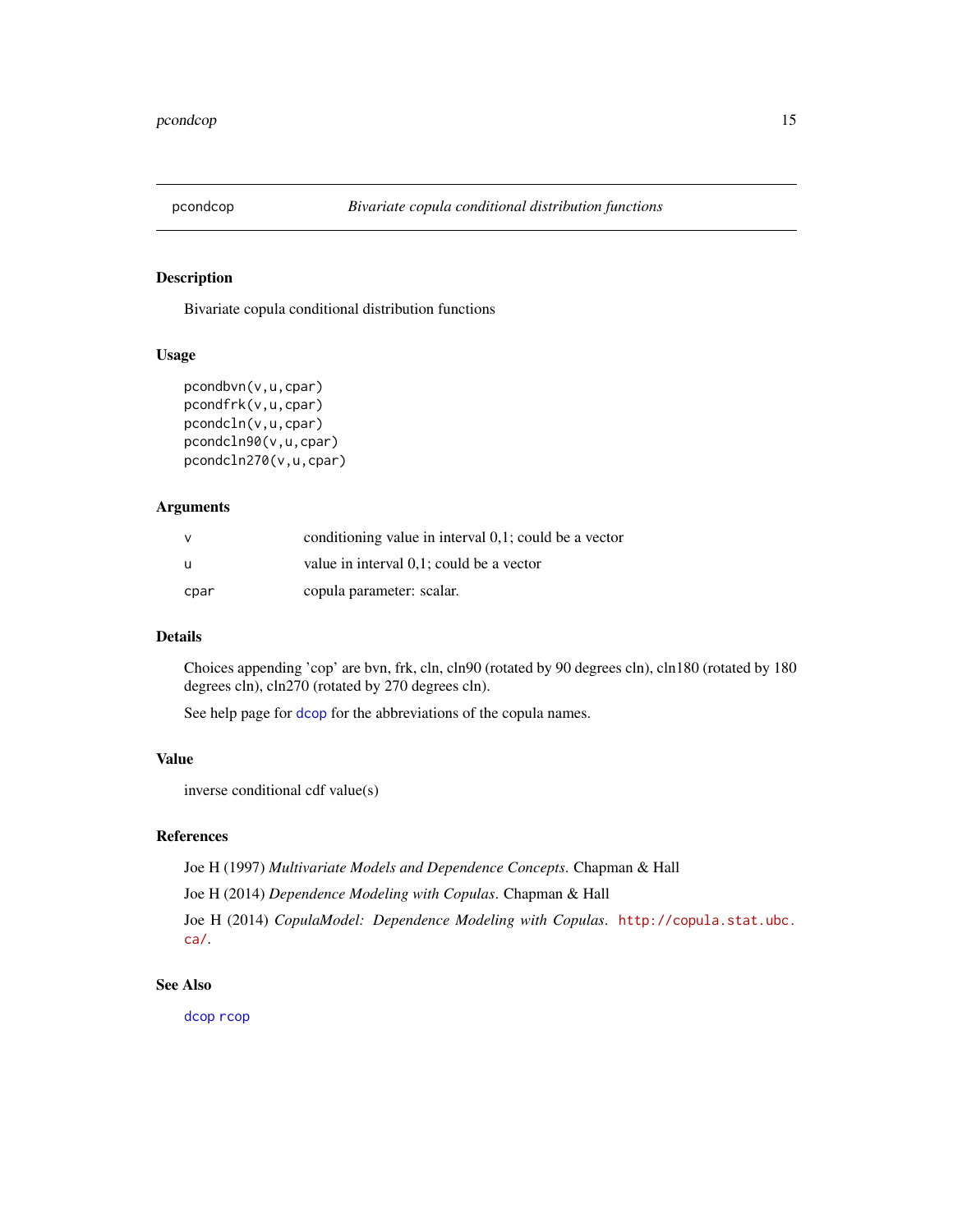pcondcop *Bivariate copula conditional distribution functions*

## Description

Bivariate copula conditional distribution functions

## Usage

```
pcondbvn(v,u,cpar)
pcondfrk(v,u,cpar)
pcondcln(v,u,cpar)
pcondcln90(v,u,cpar)
pcondcln270(v,u,cpar)
```

## Arguments

| | |
|---|---|
| v | conditioning value in interval 0,1; could be a vector |
| u | value in interval 0,1; could be a vector |
| cpar | copula parameter: scalar. |

## Details

Choices appending 'cop' are bvn, frk, cln, cln90 (rotated by 90 degrees cln), cln180 (rotated by 180 degrees cln), cln270 (rotated by 270 degrees cln).

See help page for dcop for the abbreviations of the copula names.

## Value

inverse conditional cdf value(s)

## References

Joe H (1997) *Multivariate Models and Dependence Concepts*. Chapman & Hall

Joe H (2014) *Dependence Modeling with Copulas*. Chapman & Hall

Joe H (2014) *CopulaModel: Dependence Modeling with Copulas*. http://copula.stat.ubc.ca/.

## See Also

dcop rcop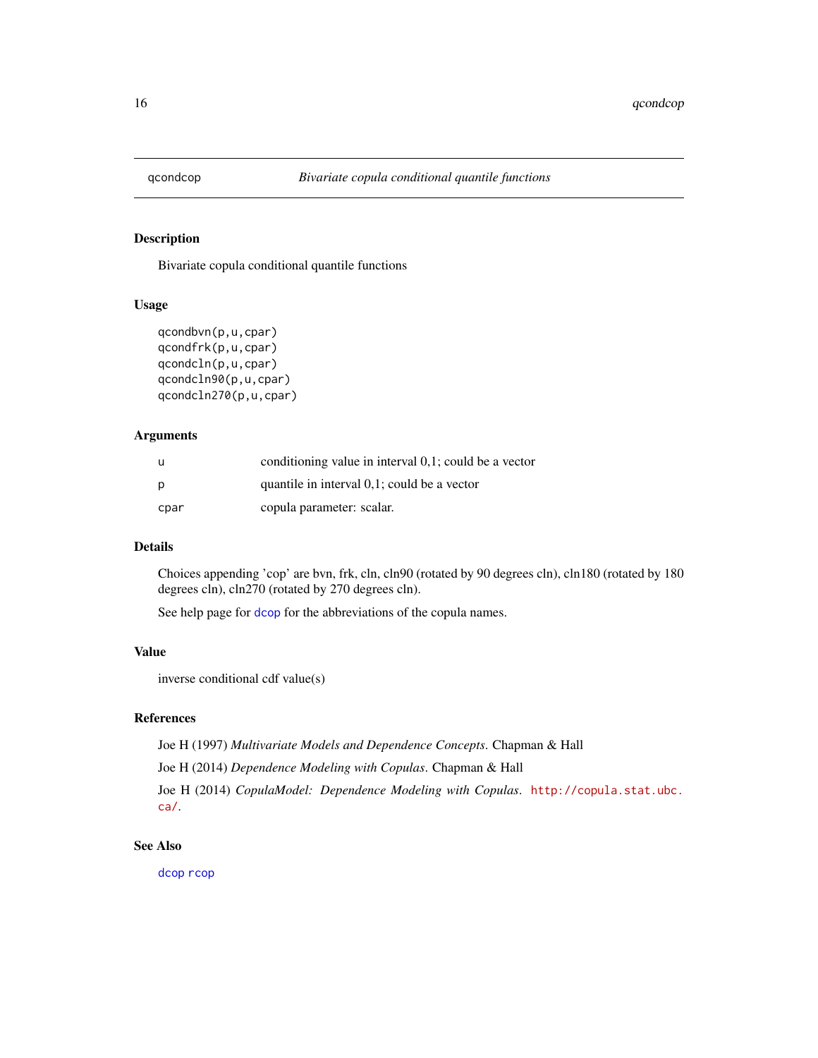## qcondcop — *Bivariate copula conditional quantile functions*

### Description

Bivariate copula conditional quantile functions

### Usage

```
qcondbvn(p,u,cpar)
qcondfrk(p,u,cpar)
qcondcln(p,u,cpar)
qcondcln90(p,u,cpar)
qcondcln270(p,u,cpar)
```

### Arguments

| | |
|---|---|
| u | conditioning value in interval 0,1; could be a vector |
| p | quantile in interval 0,1; could be a vector |
| cpar | copula parameter: scalar. |

### Details

Choices appending 'cop' are bvn, frk, cln, cln90 (rotated by 90 degrees cln), cln180 (rotated by 180 degrees cln), cln270 (rotated by 270 degrees cln).

See help page for dcop for the abbreviations of the copula names.

### Value

inverse conditional cdf value(s)

### References

Joe H (1997) *Multivariate Models and Dependence Concepts*. Chapman & Hall

Joe H (2014) *Dependence Modeling with Copulas*. Chapman & Hall

Joe H (2014) *CopulaModel: Dependence Modeling with Copulas*. http://copula.stat.ubc.ca/.

### See Also

dcop rcop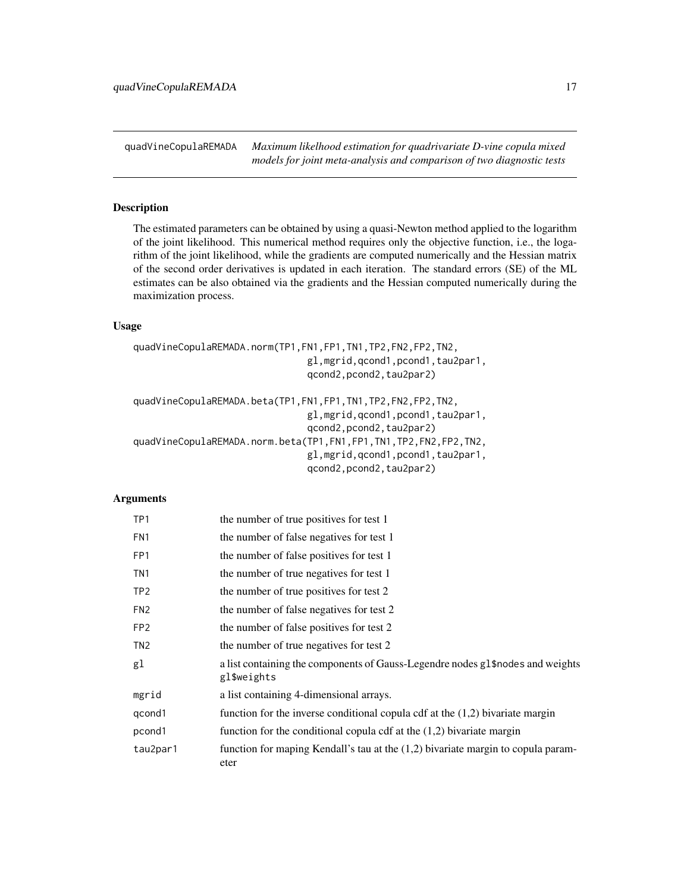quadVineCopulaREMADA *Maximum likelihood estimation for quadrivariate D-vine copula mixed models for joint meta-analysis and comparison of two diagnostic tests*

## Description

The estimated parameters can be obtained by using a quasi-Newton method applied to the logarithm of the joint likelihood. This numerical method requires only the objective function, i.e., the logarithm of the joint likelihood, while the gradients are computed numerically and the Hessian matrix of the second order derivatives is updated in each iteration. The standard errors (SE) of the ML estimates can be also obtained via the gradients and the Hessian computed numerically during the maximization process.

## Usage

```
quadVineCopulaREMADA.norm(TP1,FN1,FP1,TN1,TP2,FN2,FP2,TN2,
                               gl,mgrid,qcond1,pcond1,tau2par1,
                               qcond2,pcond2,tau2par2)

quadVineCopulaREMADA.beta(TP1,FN1,FP1,TN1,TP2,FN2,FP2,TN2,
                               gl,mgrid,qcond1,pcond1,tau2par1,
                               qcond2,pcond2,tau2par2)
quadVineCopulaREMADA.norm.beta(TP1,FN1,FP1,TN1,TP2,FN2,FP2,TN2,
                               gl,mgrid,qcond1,pcond1,tau2par1,
                               qcond2,pcond2,tau2par2)
```

## Arguments

| | |
|---|---|
| TP1 | the number of true positives for test 1 |
| FN1 | the number of false negatives for test 1 |
| FP1 | the number of false positives for test 1 |
| TN1 | the number of true negatives for test 1 |
| TP2 | the number of true positives for test 2 |
| FN2 | the number of false negatives for test 2 |
| FP2 | the number of false positives for test 2 |
| TN2 | the number of true negatives for test 2 |
| gl | a list containing the components of Gauss-Legendre nodes gl$nodes and weights gl$weights |
| mgrid | a list containing 4-dimensional arrays. |
| qcond1 | function for the inverse conditional copula cdf at the (1,2) bivariate margin |
| pcond1 | function for the conditional copula cdf at the (1,2) bivariate margin |
| tau2par1 | function for maping Kendall's tau at the (1,2) bivariate margin to copula parameter |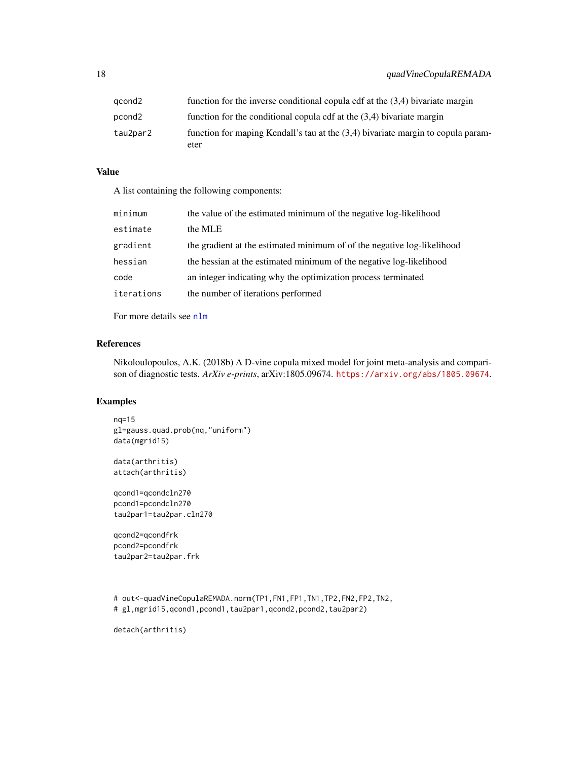| | |
|---|---|
| qcond2 | function for the inverse conditional copula cdf at the (3,4) bivariate margin |
| pcond2 | function for the conditional copula cdf at the (3,4) bivariate margin |
| tau2par2 | function for maping Kendall's tau at the (3,4) bivariate margin to copula parameter |

## Value

A list containing the following components:

| | |
|---|---|
| minimum | the value of the estimated minimum of the negative log-likelihood |
| estimate | the MLE |
| gradient | the gradient at the estimated minimum of of the negative log-likelihood |
| hessian | the hessian at the estimated minimum of the negative log-likelihood |
| code | an integer indicating why the optimization process terminated |
| iterations | the number of iterations performed |

For more details see `nlm`

## References

Nikoloulopoulos, A.K. (2018b) A D-vine copula mixed model for joint meta-analysis and comparison of diagnostic tests. *ArXiv e-prints*, arXiv:1805.09674. https://arxiv.org/abs/1805.09674.

## Examples

```
nq=15
gl=gauss.quad.prob(nq,"uniform")
data(mgrid15)

data(arthritis)
attach(arthritis)

qcond1=qcondcln270
pcond1=pcondcln270
tau2par1=tau2par.cln270

qcond2=qcondfrk
pcond2=pcondfrk
tau2par2=tau2par.frk


# out<-quadVineCopulaREMADA.norm(TP1,FN1,FP1,TN1,TP2,FN2,FP2,TN2,
# gl,mgrid15,qcond1,pcond1,tau2par1,qcond2,pcond2,tau2par2)

detach(arthritis)
```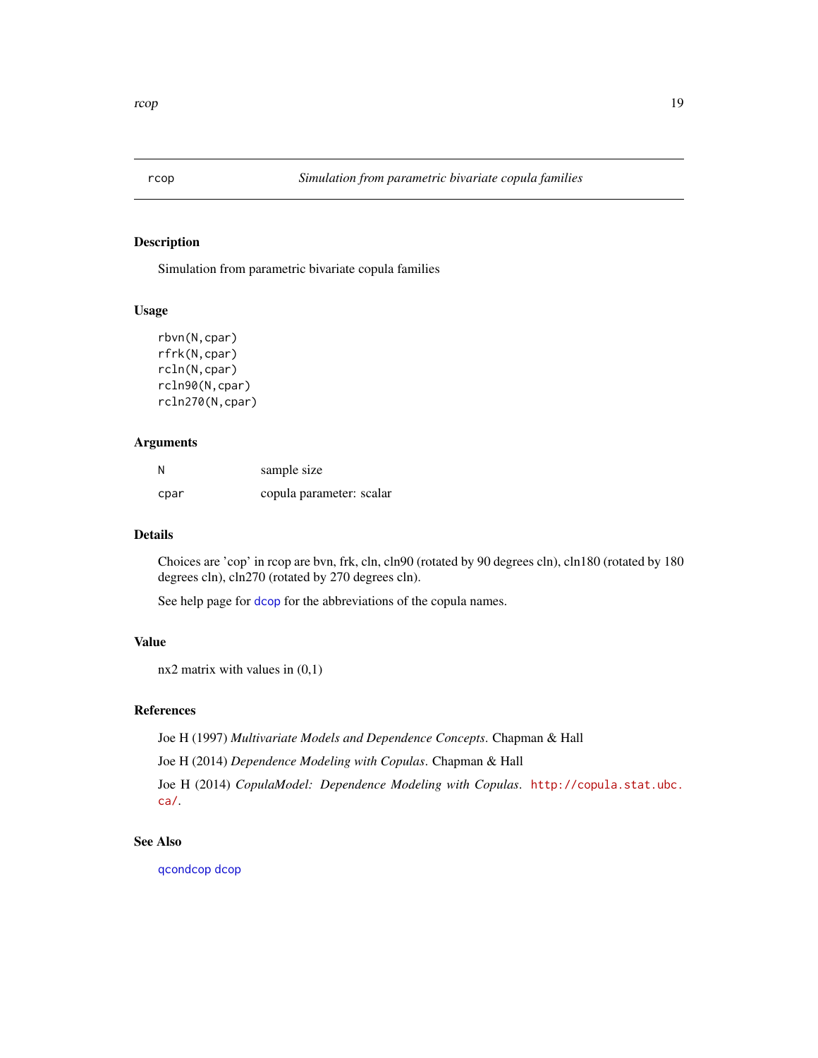rcop *Simulation from parametric bivariate copula families*

## Description

Simulation from parametric bivariate copula families

## Usage

```
rbvn(N,cpar)
rfrk(N,cpar)
rcln(N,cpar)
rcln90(N,cpar)
rcln270(N,cpar)
```

## Arguments

| | |
|---|---|
| N | sample size |
| cpar | copula parameter: scalar |

## Details

Choices are 'cop' in rcop are bvn, frk, cln, cln90 (rotated by 90 degrees cln), cln180 (rotated by 180 degrees cln), cln270 (rotated by 270 degrees cln).

See help page for dcop for the abbreviations of the copula names.

## Value

nx2 matrix with values in (0,1)

## References

Joe H (1997) *Multivariate Models and Dependence Concepts*. Chapman & Hall

Joe H (2014) *Dependence Modeling with Copulas*. Chapman & Hall

Joe H (2014) *CopulaModel: Dependence Modeling with Copulas*. http://copula.stat.ubc.ca/.

## See Also

qcondcop dcop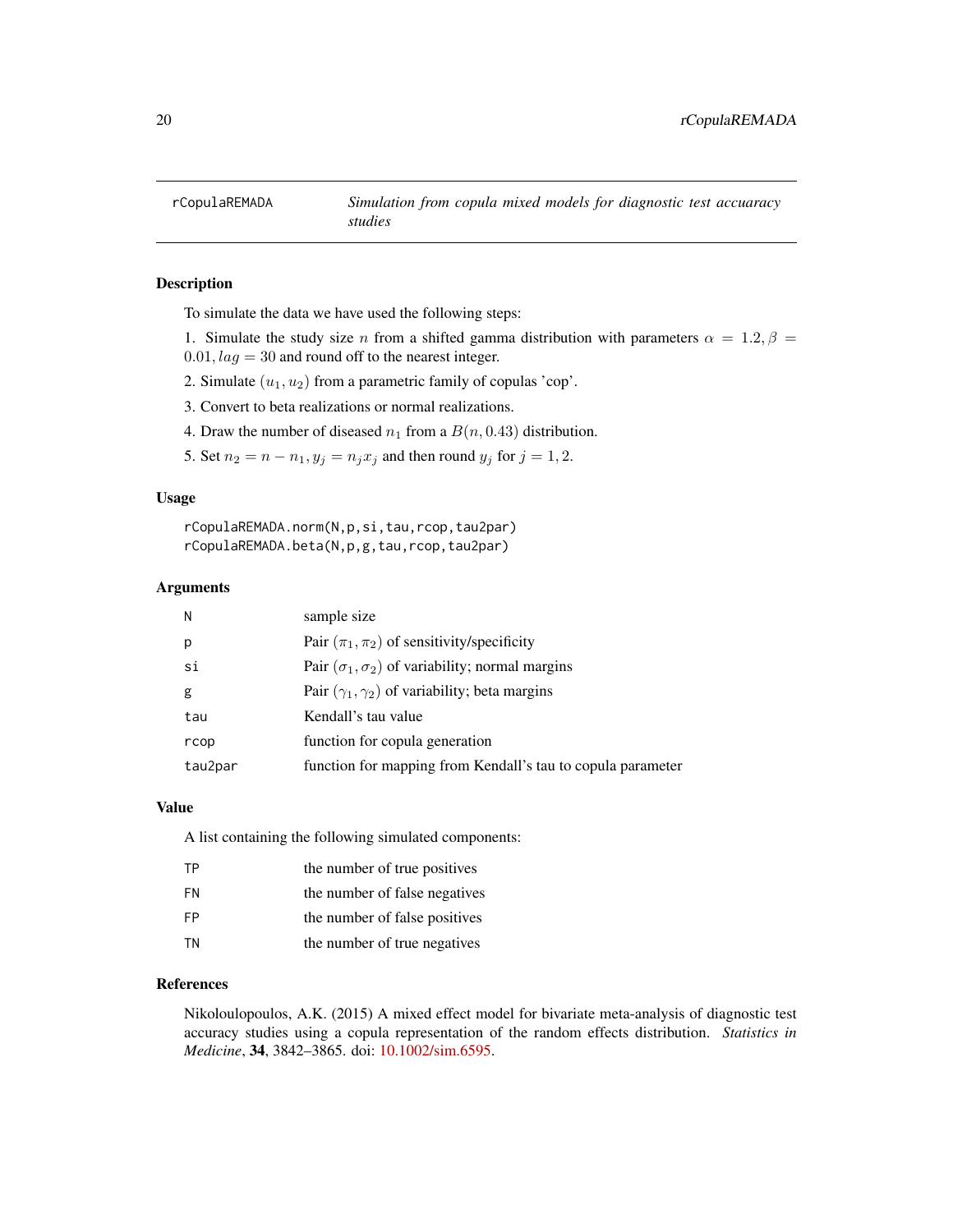# rCopulaREMADA — *Simulation from copula mixed models for diagnostic test accuaracy studies*

## Description

To simulate the data we have used the following steps:

1. Simulate the study size $n$ from a shifted gamma distribution with parameters $\alpha = 1.2, \beta = 0.01, lag = 30$ and round off to the nearest integer.

2. Simulate $(u_1, u_2)$ from a parametric family of copulas 'cop'.

3. Convert to beta realizations or normal realizations.

4. Draw the number of diseased $n_1$ from a $B(n, 0.43)$ distribution.

5. Set $n_2 = n - n_1, y_j = n_j x_j$ and then round $y_j$ for $j = 1, 2$.

## Usage

```
rCopulaREMADA.norm(N,p,si,tau,rcop,tau2par)
rCopulaREMADA.beta(N,p,g,tau,rcop,tau2par)
```

## Arguments

| | |
|---|---|
| `N` | sample size |
| `p` | Pair $(\pi_1, \pi_2)$ of sensitivity/specificity |
| `si` | Pair $(\sigma_1, \sigma_2)$ of variability; normal margins |
| `g` | Pair $(\gamma_1, \gamma_2)$ of variability; beta margins |
| `tau` | Kendall's tau value |
| `rcop` | function for copula generation |
| `tau2par` | function for mapping from Kendall's tau to copula parameter |

## Value

A list containing the following simulated components:

| | |
|---|---|
| `TP` | the number of true positives |
| `FN` | the number of false negatives |
| `FP` | the number of false positives |
| `TN` | the number of true negatives |

## References

Nikoloulopoulos, A.K. (2015) A mixed effect model for bivariate meta-analysis of diagnostic test accuracy studies using a copula representation of the random effects distribution. *Statistics in Medicine*, **34**, 3842–3865. doi: 10.1002/sim.6595.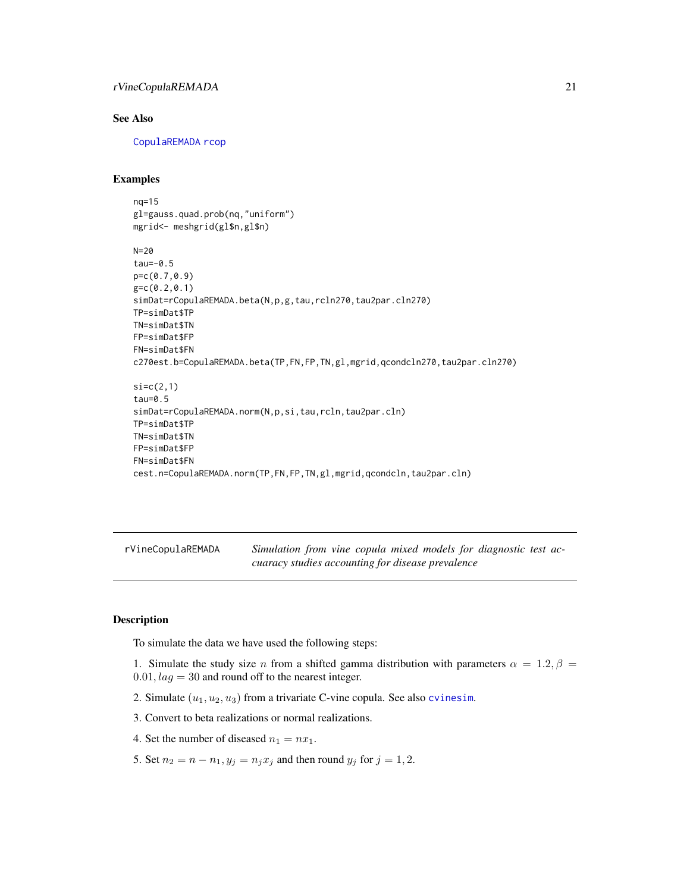### See Also

CopulaREMADA rcop

### Examples

```
nq=15
gl=gauss.quad.prob(nq,"uniform")
mgrid<- meshgrid(gl$n,gl$n)

N=20
tau=-0.5
p=c(0.7,0.9)
g=c(0.2,0.1)
simDat=rCopulaREMADA.beta(N,p,g,tau,rcln270,tau2par.cln270)
TP=simDat$TP
TN=simDat$TN
FP=simDat$FP
FN=simDat$FN
c270est.b=CopulaREMADA.beta(TP,FN,FP,TN,gl,mgrid,qcondcln270,tau2par.cln270)

si=c(2,1)
tau=0.5
simDat=rCopulaREMADA.norm(N,p,si,tau,rcln,tau2par.cln)
TP=simDat$TP
TN=simDat$TN
FP=simDat$FP
FN=simDat$FN
cest.n=CopulaREMADA.norm(TP,FN,FP,TN,gl,mgrid,qcondcln,tau2par.cln)
```

---

## rVineCopulaREMADA — *Simulation from vine copula mixed models for diagnostic test accuaracy studies accounting for disease prevalence*

---

### Description

To simulate the data we have used the following steps:

1. Simulate the study size $n$ from a shifted gamma distribution with parameters $\alpha = 1.2, \beta = 0.01, lag = 30$ and round off to the nearest integer.
2. Simulate $(u_1, u_2, u_3)$ from a trivariate C-vine copula. See also cvinesim.
3. Convert to beta realizations or normal realizations.
4. Set the number of diseased $n_1 = nx_1$.
5. Set $n_2 = n - n_1, y_j = n_j x_j$ and then round $y_j$ for $j = 1, 2$.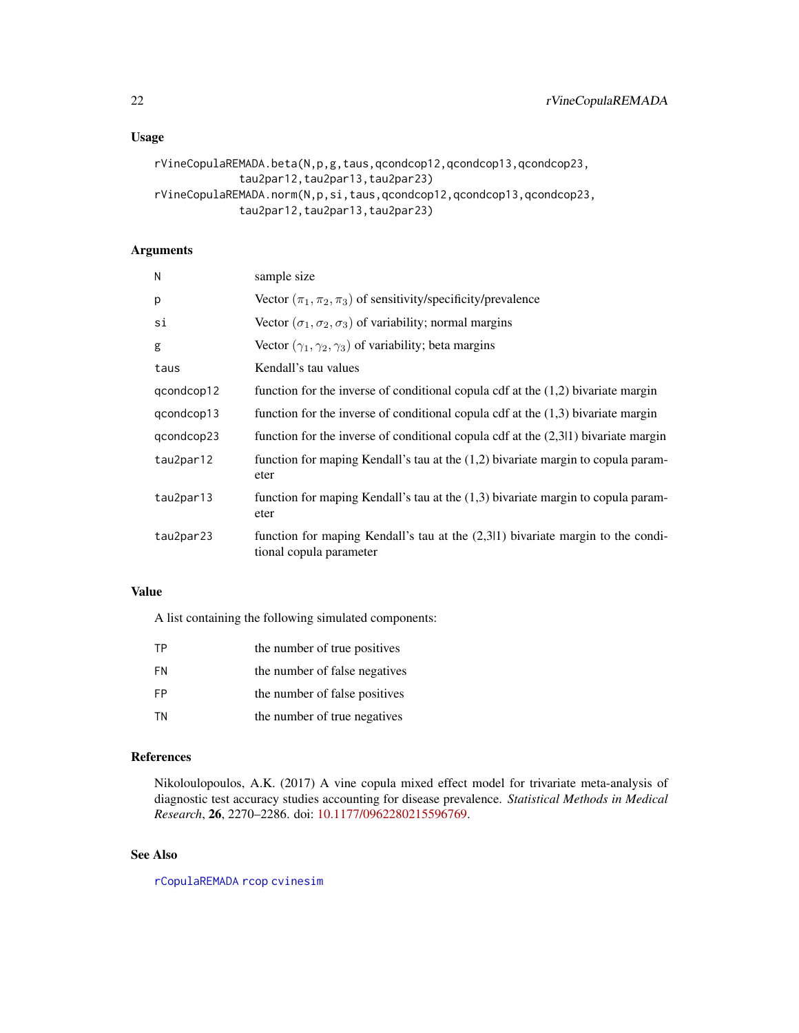## Usage

```
rVineCopulaREMADA.beta(N,p,g,taus,qcondcop12,qcondcop13,qcondcop23,
            tau2par12,tau2par13,tau2par23)
rVineCopulaREMADA.norm(N,p,si,taus,qcondcop12,qcondcop13,qcondcop23,
            tau2par12,tau2par13,tau2par23)
```

## Arguments

| | |
|---|---|
| N | sample size |
| p | Vector $(\pi_1, \pi_2, \pi_3)$ of sensitivity/specificity/prevalence |
| si | Vector $(\sigma_1, \sigma_2, \sigma_3)$ of variability; normal margins |
| g | Vector $(\gamma_1, \gamma_2, \gamma_3)$ of variability; beta margins |
| taus | Kendall's tau values |
| qcondcop12 | function for the inverse of conditional copula cdf at the (1,2) bivariate margin |
| qcondcop13 | function for the inverse of conditional copula cdf at the (1,3) bivariate margin |
| qcondcop23 | function for the inverse of conditional copula cdf at the (2,3\|1) bivariate margin |
| tau2par12 | function for maping Kendall's tau at the (1,2) bivariate margin to copula parameter |
| tau2par13 | function for maping Kendall's tau at the (1,3) bivariate margin to copula parameter |
| tau2par23 | function for maping Kendall's tau at the (2,3\|1) bivariate margin to the conditional copula parameter |

## Value

A list containing the following simulated components:

| | |
|---|---|
| TP | the number of true positives |
| FN | the number of false negatives |
| FP | the number of false positives |
| TN | the number of true negatives |

## References

Nikoloulopoulos, A.K. (2017) A vine copula mixed effect model for trivariate meta-analysis of diagnostic test accuracy studies accounting for disease prevalence. *Statistical Methods in Medical Research*, **26**, 2270–2286. doi: 10.1177/0962280215596769.

## See Also

rCopulaREMADA rcop cvinesim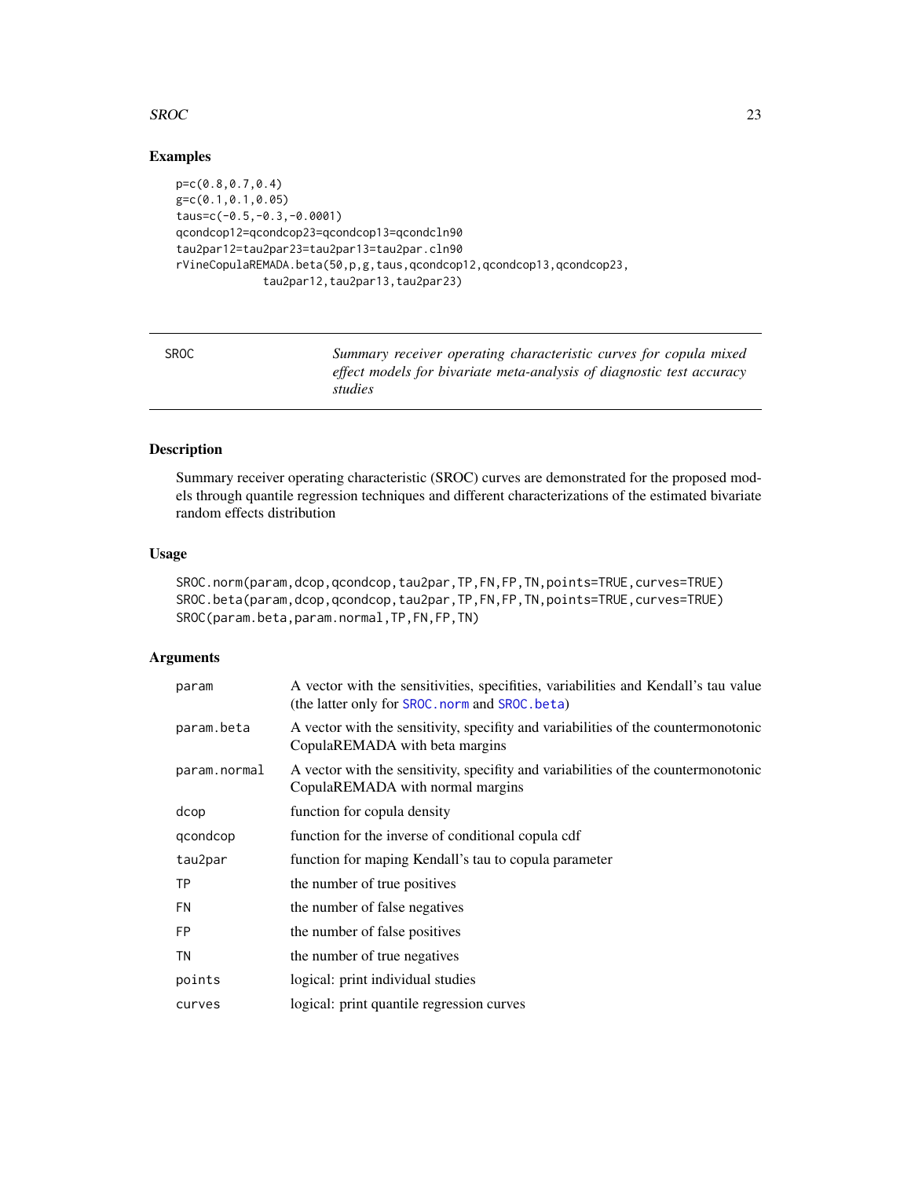## Examples

```
p=c(0.8,0.7,0.4)
g=c(0.1,0.1,0.05)
taus=c(-0.5,-0.3,-0.0001)
qcondcop12=qcondcop23=qcondcop13=qcondcln90
tau2par12=tau2par23=tau2par13=tau2par.cln90
rVineCopulaREMADA.beta(50,p,g,taus,qcondcop12,qcondcop13,qcondcop23,
             tau2par12,tau2par13,tau2par23)
```

---

# SROC — *Summary receiver operating characteristic curves for copula mixed effect models for bivariate meta-analysis of diagnostic test accuracy studies*

---

## Description

Summary receiver operating characteristic (SROC) curves are demonstrated for the proposed models through quantile regression techniques and different characterizations of the estimated bivariate random effects distribution

## Usage

```
SROC.norm(param,dcop,qcondcop,tau2par,TP,FN,FP,TN,points=TRUE,curves=TRUE)
SROC.beta(param,dcop,qcondcop,tau2par,TP,FN,FP,TN,points=TRUE,curves=TRUE)
SROC(param.beta,param.normal,TP,FN,FP,TN)
```

## Arguments

| | |
|---|---|
| `param` | A vector with the sensitivities, specifities, variabilities and Kendall's tau value (the latter only for `SROC.norm` and `SROC.beta`) |
| `param.beta` | A vector with the sensitivity, specifity and variabilities of the countermonotonic CopulaREMADA with beta margins |
| `param.normal` | A vector with the sensitivity, specifity and variabilities of the countermonotonic CopulaREMADA with normal margins |
| `dcop` | function for copula density |
| `qcondcop` | function for the inverse of conditional copula cdf |
| `tau2par` | function for maping Kendall's tau to copula parameter |
| `TP` | the number of true positives |
| `FN` | the number of false negatives |
| `FP` | the number of false positives |
| `TN` | the number of true negatives |
| `points` | logical: print individual studies |
| `curves` | logical: print quantile regression curves |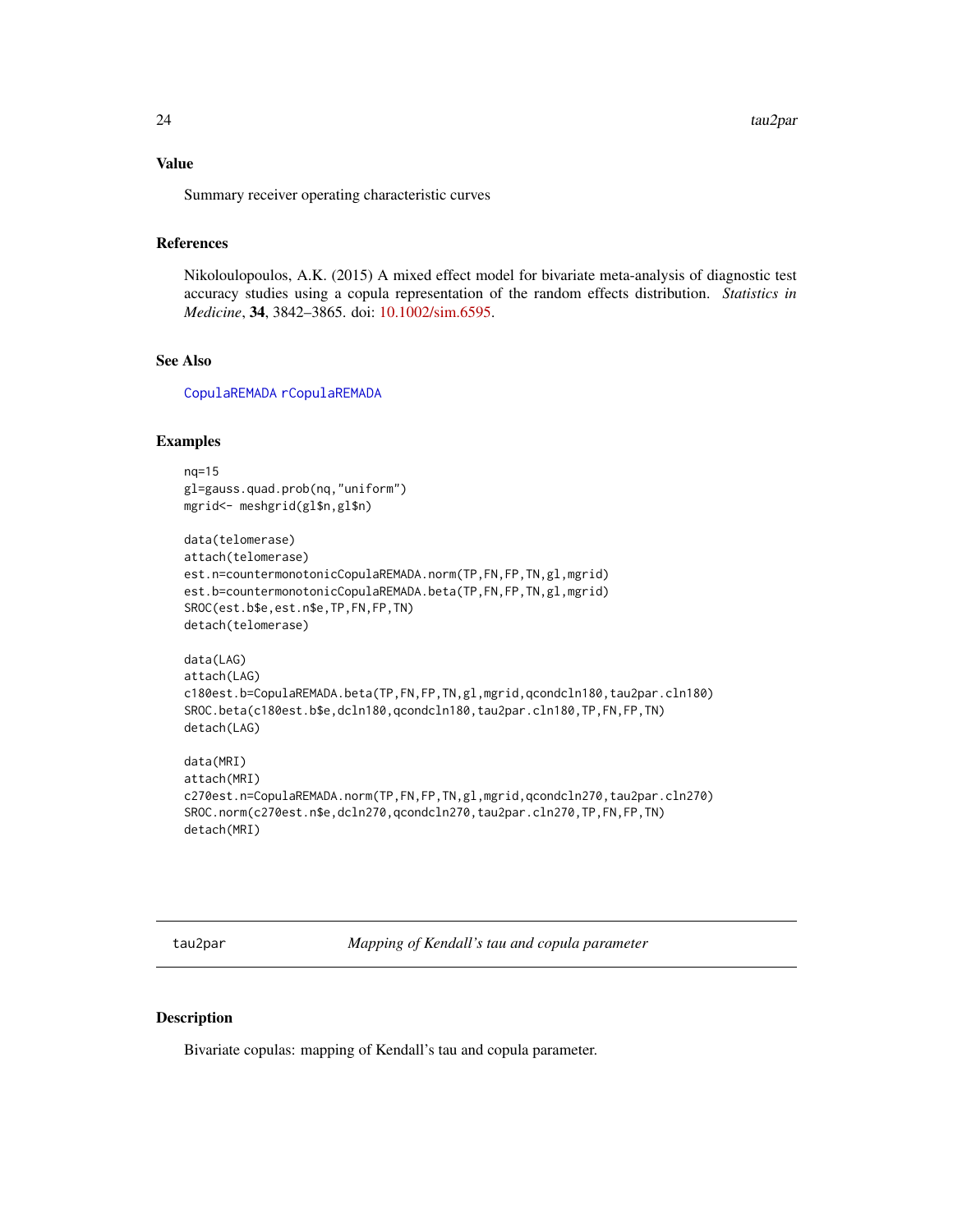### Value

Summary receiver operating characteristic curves

### References

Nikoloulopoulos, A.K. (2015) A mixed effect model for bivariate meta-analysis of diagnostic test accuracy studies using a copula representation of the random effects distribution. *Statistics in Medicine*, **34**, 3842–3865. doi: 10.1002/sim.6595.

### See Also

CopulaREMADA rCopulaREMADA

### Examples

```
nq=15
gl=gauss.quad.prob(nq,"uniform")
mgrid<- meshgrid(gl$n,gl$n)

data(telomerase)
attach(telomerase)
est.n=countermonotonicCopulaREMADA.norm(TP,FN,FP,TN,gl,mgrid)
est.b=countermonotonicCopulaREMADA.beta(TP,FN,FP,TN,gl,mgrid)
SROC(est.b$e,est.n$e,TP,FN,FP,TN)
detach(telomerase)

data(LAG)
attach(LAG)
c180est.b=CopulaREMADA.beta(TP,FN,FP,TN,gl,mgrid,qcondcln180,tau2par.cln180)
SROC.beta(c180est.b$e,dcln180,qcondcln180,tau2par.cln180,TP,FN,FP,TN)
detach(LAG)

data(MRI)
attach(MRI)
c270est.n=CopulaREMADA.norm(TP,FN,FP,TN,gl,mgrid,qcondcln270,tau2par.cln270)
SROC.norm(c270est.n$e,dcln270,qcondcln270,tau2par.cln270,TP,FN,FP,TN)
detach(MRI)
```

---

## tau2par — *Mapping of Kendall's tau and copula parameter*

---

### Description

Bivariate copulas: mapping of Kendall's tau and copula parameter.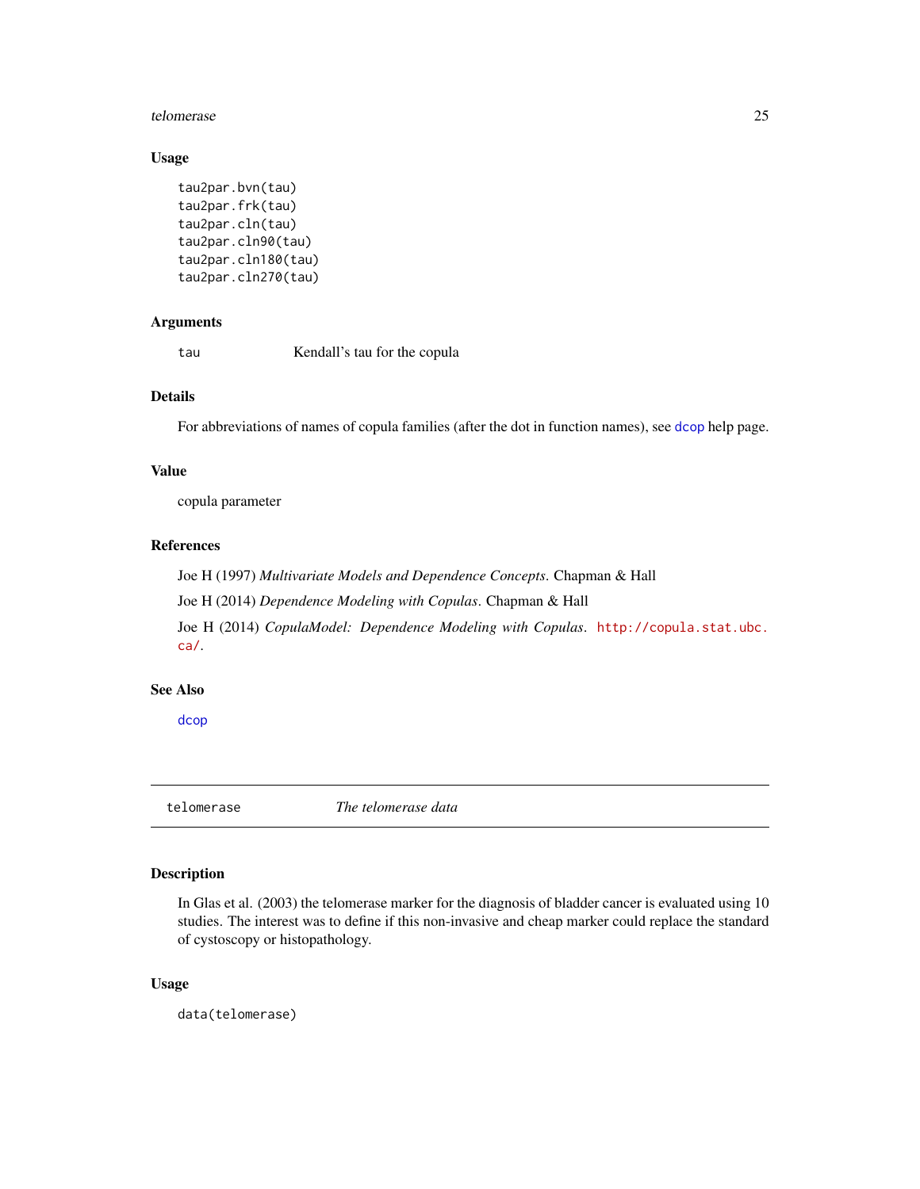### Usage

```
tau2par.bvn(tau)
tau2par.frk(tau)
tau2par.cln(tau)
tau2par.cln90(tau)
tau2par.cln180(tau)
tau2par.cln270(tau)
```

### Arguments

| | |
|---|---|
| tau | Kendall's tau for the copula |

### Details

For abbreviations of names of copula families (after the dot in function names), see dcop help page.

### Value

copula parameter

### References

Joe H (1997) *Multivariate Models and Dependence Concepts*. Chapman & Hall

Joe H (2014) *Dependence Modeling with Copulas*. Chapman & Hall

Joe H (2014) *CopulaModel: Dependence Modeling with Copulas*. http://copula.stat.ubc.ca/.

### See Also

dcop

---

## telomerase — *The telomerase data*

---

### Description

In Glas et al. (2003) the telomerase marker for the diagnosis of bladder cancer is evaluated using 10 studies. The interest was to define if this non-invasive and cheap marker could replace the standard of cystoscopy or histopathology.

### Usage

```
data(telomerase)
```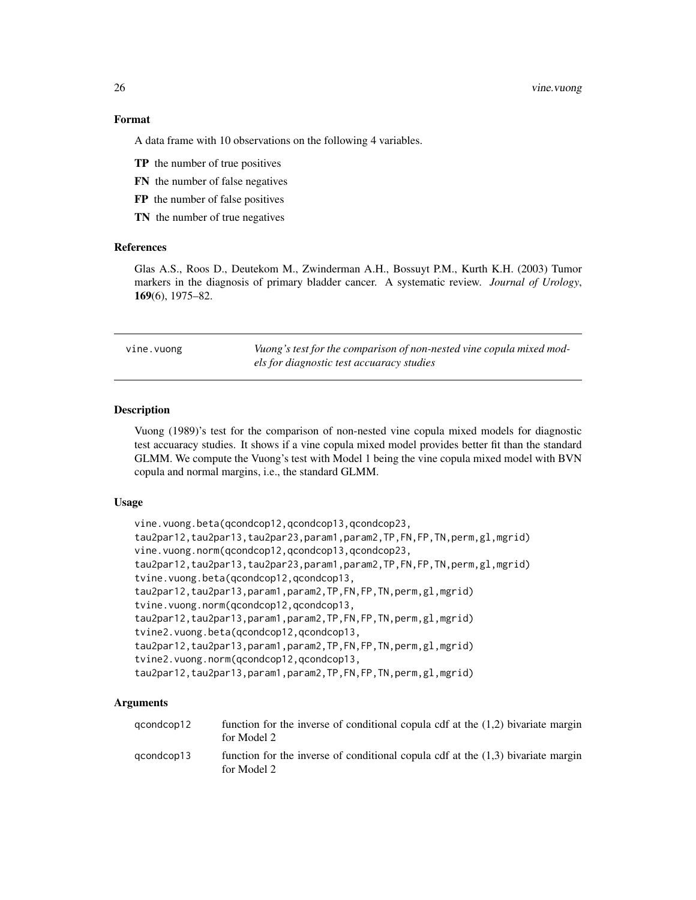### Format

A data frame with 10 observations on the following 4 variables.

**TP** the number of true positives

**FN** the number of false negatives

**FP** the number of false positives

**TN** the number of true negatives

### References

Glas A.S., Roos D., Deutekom M., Zwinderman A.H., Bossuyt P.M., Kurth K.H. (2003) Tumor markers in the diagnosis of primary bladder cancer. A systematic review. *Journal of Urology*, **169**(6), 1975–82.

---

## vine.vuong — *Vuong's test for the comparison of non-nested vine copula mixed models for diagnostic test accuaracy studies*

---

### Description

Vuong (1989)'s test for the comparison of non-nested vine copula mixed models for diagnostic test accuaracy studies. It shows if a vine copula mixed model provides better fit than the standard GLMM. We compute the Vuong's test with Model 1 being the vine copula mixed model with BVN copula and normal margins, i.e., the standard GLMM.

### Usage

```
vine.vuong.beta(qcondcop12,qcondcop13,qcondcop23,
tau2par12,tau2par13,tau2par23,param1,param2,TP,FN,FP,TN,perm,gl,mgrid)
vine.vuong.norm(qcondcop12,qcondcop13,qcondcop23,
tau2par12,tau2par13,tau2par23,param1,param2,TP,FN,FP,TN,perm,gl,mgrid)
tvine.vuong.beta(qcondcop12,qcondcop13,
tau2par12,tau2par13,param1,param2,TP,FN,FP,TN,perm,gl,mgrid)
tvine.vuong.norm(qcondcop12,qcondcop13,
tau2par12,tau2par13,param1,param2,TP,FN,FP,TN,perm,gl,mgrid)
tvine2.vuong.beta(qcondcop12,qcondcop13,
tau2par12,tau2par13,param1,param2,TP,FN,FP,TN,perm,gl,mgrid)
tvine2.vuong.norm(qcondcop12,qcondcop13,
tau2par12,tau2par13,param1,param2,TP,FN,FP,TN,perm,gl,mgrid)
```

### Arguments

| | |
|---|---|
| qcondcop12 | function for the inverse of conditional copula cdf at the (1,2) bivariate margin for Model 2 |
| qcondcop13 | function for the inverse of conditional copula cdf at the (1,3) bivariate margin for Model 2 |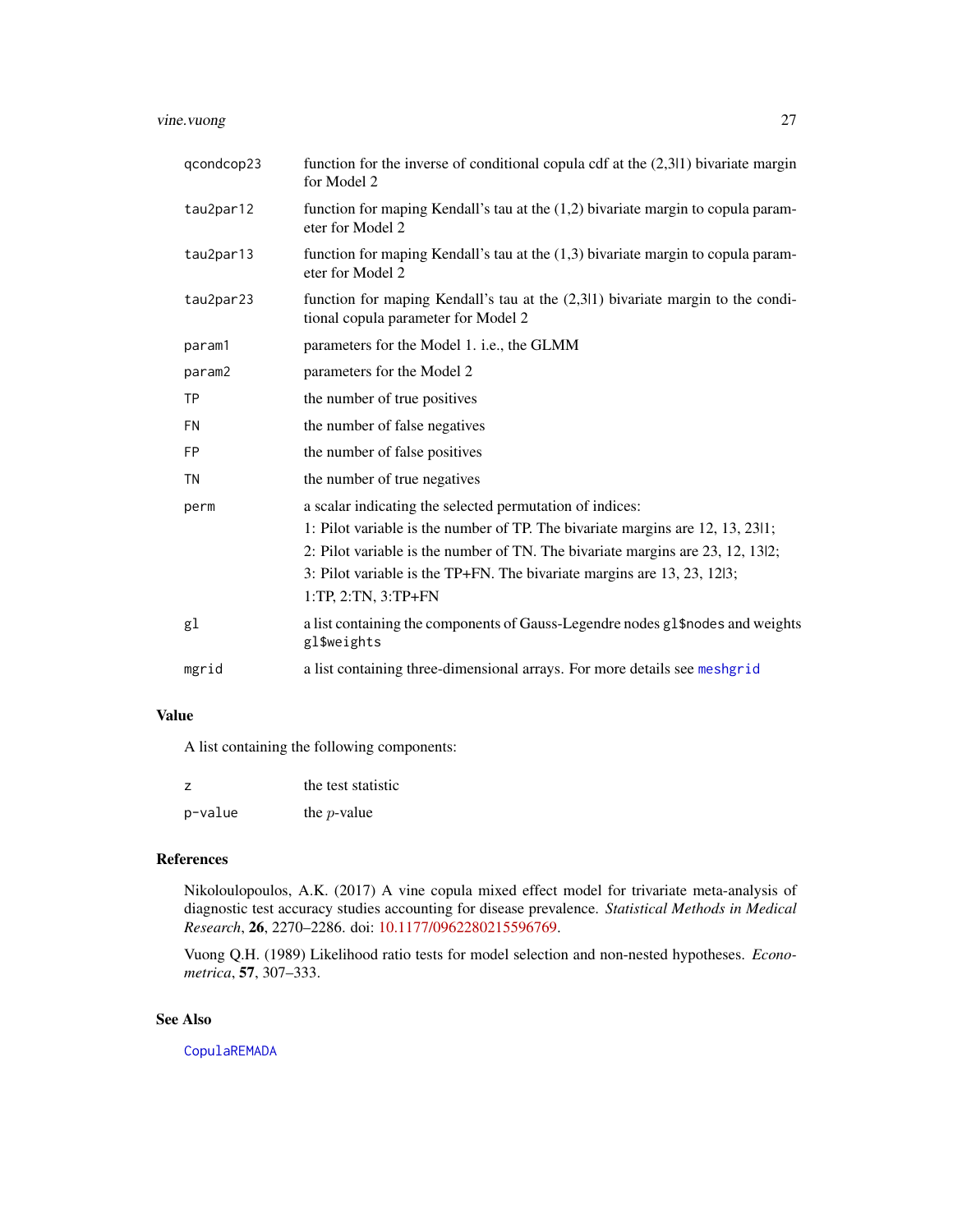| | |
|---|---|
| qcondcop23 | function for the inverse of conditional copula cdf at the (2,3\|1) bivariate margin for Model 2 |
| tau2par12 | function for maping Kendall's tau at the (1,2) bivariate margin to copula parameter for Model 2 |
| tau2par13 | function for maping Kendall's tau at the (1,3) bivariate margin to copula parameter for Model 2 |
| tau2par23 | function for maping Kendall's tau at the (2,3\|1) bivariate margin to the conditional copula parameter for Model 2 |
| param1 | parameters for the Model 1. i.e., the GLMM |
| param2 | parameters for the Model 2 |
| TP | the number of true positives |
| FN | the number of false negatives |
| FP | the number of false positives |
| TN | the number of true negatives |
| perm | a scalar indicating the selected permutation of indices:<br>1: Pilot variable is the number of TP. The bivariate margins are 12, 13, 23\|1;<br>2: Pilot variable is the number of TN. The bivariate margins are 23, 12, 13\|2;<br>3: Pilot variable is the TP+FN. The bivariate margins are 13, 23, 12\|3;<br>1:TP, 2:TN, 3:TP+FN |
| gl | a list containing the components of Gauss-Legendre nodes `gl$nodes` and weights `gl$weights` |
| mgrid | a list containing three-dimensional arrays. For more details see `meshgrid` |

## Value

A list containing the following components:

| | |
|---|---|
| z | the test statistic |
| p-value | the $p$-value |

## References

Nikoloulopoulos, A.K. (2017) A vine copula mixed effect model for trivariate meta-analysis of diagnostic test accuracy studies accounting for disease prevalence. *Statistical Methods in Medical Research*, **26**, 2270–2286. doi: 10.1177/0962280215596769.

Vuong Q.H. (1989) Likelihood ratio tests for model selection and non-nested hypotheses. *Econometrica*, **57**, 307–333.

## See Also

`CopulaREMADA`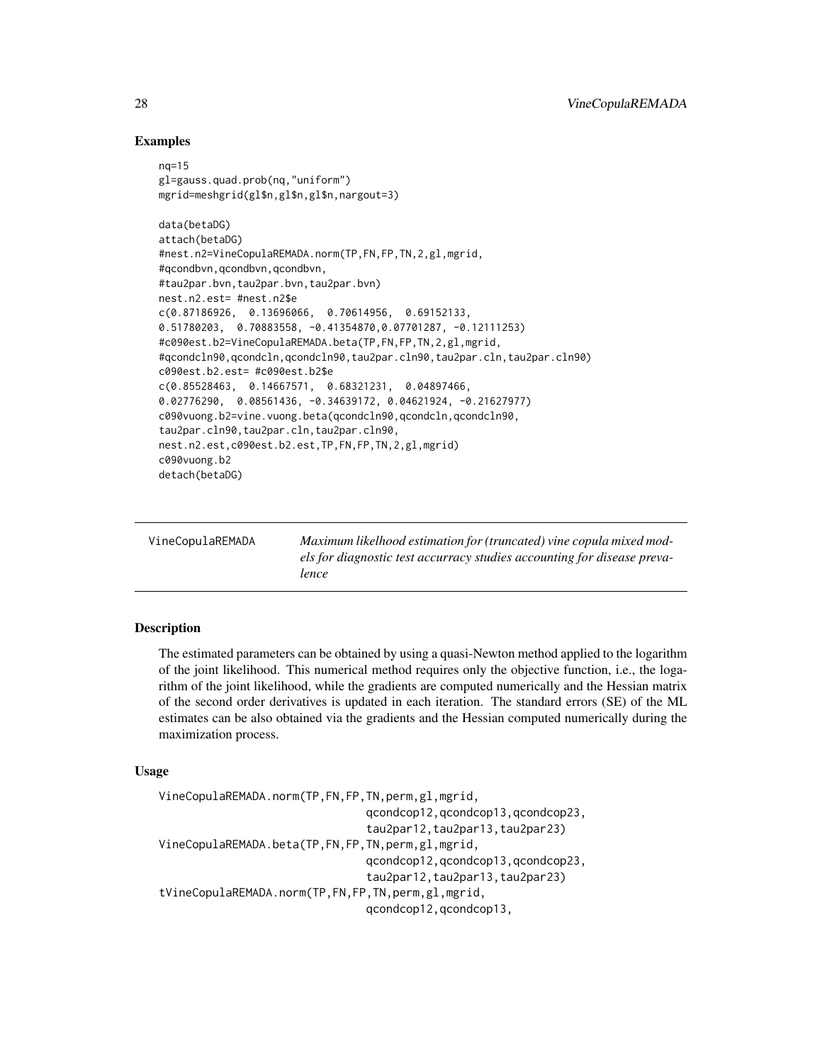## Examples

```
nq=15
gl=gauss.quad.prob(nq,"uniform")
mgrid=meshgrid(gl$n,gl$n,gl$n,nargout=3)

data(betaDG)
attach(betaDG)
#nest.n2=VineCopulaREMADA.norm(TP,FN,FP,TN,2,gl,mgrid,
#qcondbvn,qcondbvn,qcondbvn,
#tau2par.bvn,tau2par.bvn,tau2par.bvn)
nest.n2.est= #nest.n2$e
c(0.87186926,  0.13696066,  0.70614956,  0.69152133,
0.51780203,  0.70883558, -0.41354870,0.07701287, -0.12111253)
#c090est.b2=VineCopulaREMADA.beta(TP,FN,FP,TN,2,gl,mgrid,
#qcondcln90,qcondcln,qcondcln90,tau2par.cln90,tau2par.cln,tau2par.cln90)
c090est.b2.est= #c090est.b2$e
c(0.85528463,  0.14667571,  0.68321231,  0.04897466,
0.02776290,  0.08561436, -0.34639172, 0.04621924, -0.21627977)
c090vuong.b2=vine.vuong.beta(qcondcln90,qcondcln,qcondcln90,
tau2par.cln90,tau2par.cln,tau2par.cln90,
nest.n2.est,c090est.b2.est,TP,FN,FP,TN,2,gl,mgrid)
c090vuong.b2
detach(betaDG)
```

---

VineCopulaREMADA — *Maximum likelihood estimation for (truncated) vine copula mixed models for diagnostic test accurracy studies accounting for disease prevalence*

---

## Description

The estimated parameters can be obtained by using a quasi-Newton method applied to the logarithm of the joint likelihood. This numerical method requires only the objective function, i.e., the logarithm of the joint likelihood, while the gradients are computed numerically and the Hessian matrix of the second order derivatives is updated in each iteration. The standard errors (SE) of the ML estimates can be also obtained via the gradients and the Hessian computed numerically during the maximization process.

## Usage

```
VineCopulaREMADA.norm(TP,FN,FP,TN,perm,gl,mgrid,
                                qcondcop12,qcondcop13,qcondcop23,
                                tau2par12,tau2par13,tau2par23)
VineCopulaREMADA.beta(TP,FN,FP,TN,perm,gl,mgrid,
                                qcondcop12,qcondcop13,qcondcop23,
                                tau2par12,tau2par13,tau2par23)
tVineCopulaREMADA.norm(TP,FN,FP,TN,perm,gl,mgrid,
                                qcondcop12,qcondcop13,
```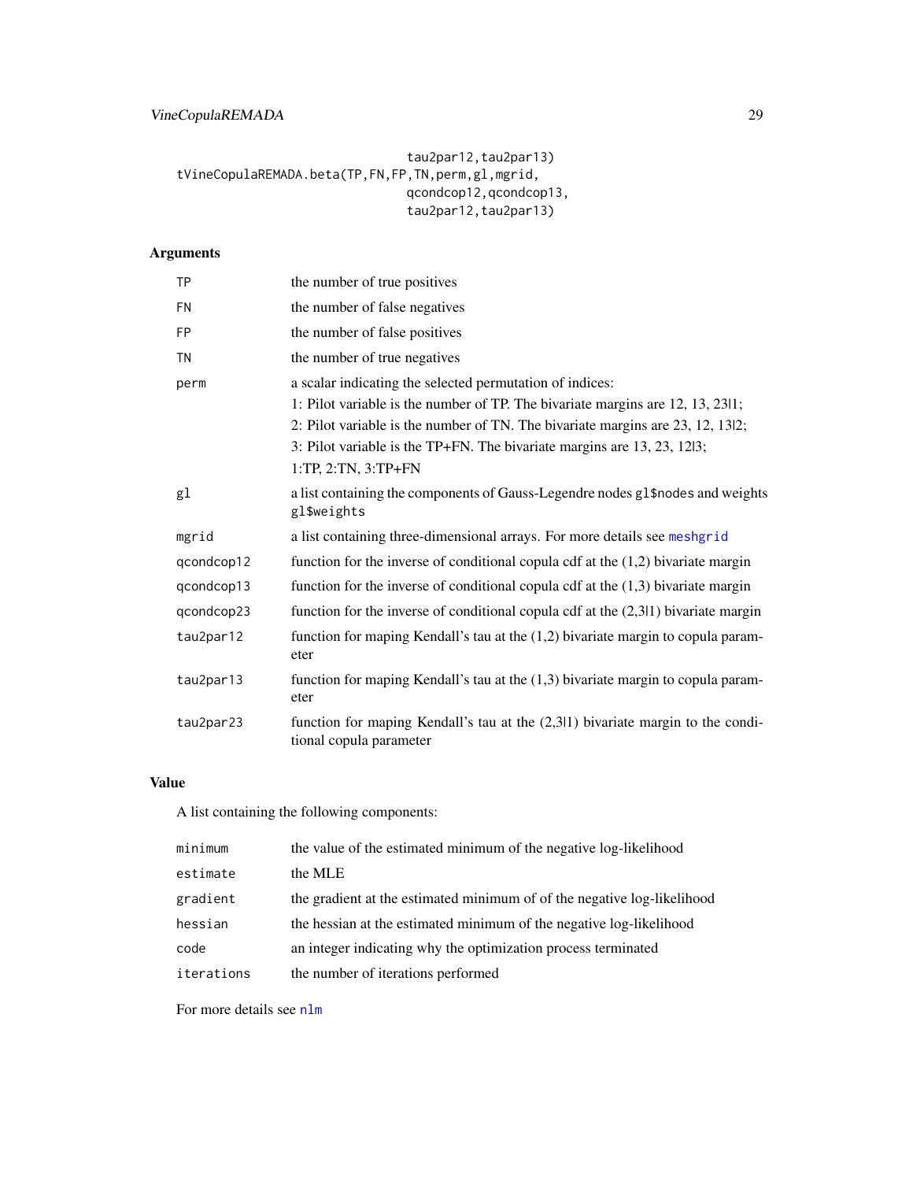```
                                tau2par12,tau2par13)
tVineCopulaREMADA.beta(TP,FN,FP,TN,perm,gl,mgrid,
                                qcondcop12,qcondcop13,
                                tau2par12,tau2par13)
```

## Arguments

| | |
|---|---|
| `TP` | the number of true positives |
| `FN` | the number of false negatives |
| `FP` | the number of false positives |
| `TN` | the number of true negatives |
| `perm` | a scalar indicating the selected permutation of indices:<br>1: Pilot variable is the number of TP. The bivariate margins are 12, 13, 23\|1;<br>2: Pilot variable is the number of TN. The bivariate margins are 23, 12, 13\|2;<br>3: Pilot variable is the TP+FN. The bivariate margins are 13, 23, 12\|3;<br>1:TP, 2:TN, 3:TP+FN |
| `gl` | a list containing the components of Gauss-Legendre nodes `gl$nodes` and weights `gl$weights` |
| `mgrid` | a list containing three-dimensional arrays. For more details see `meshgrid` |
| `qcondcop12` | function for the inverse of conditional copula cdf at the (1,2) bivariate margin |
| `qcondcop13` | function for the inverse of conditional copula cdf at the (1,3) bivariate margin |
| `qcondcop23` | function for the inverse of conditional copula cdf at the (2,3\|1) bivariate margin |
| `tau2par12` | function for maping Kendall's tau at the (1,2) bivariate margin to copula parameter |
| `tau2par13` | function for maping Kendall's tau at the (1,3) bivariate margin to copula parameter |
| `tau2par23` | function for maping Kendall's tau at the (2,3\|1) bivariate margin to the conditional copula parameter |

## Value

A list containing the following components:

| | |
|---|---|
| `minimum` | the value of the estimated minimum of the negative log-likelihood |
| `estimate` | the MLE |
| `gradient` | the gradient at the estimated minimum of of the negative log-likelihood |
| `hessian` | the hessian at the estimated minimum of the negative log-likelihood |
| `code` | an integer indicating why the optimization process terminated |
| `iterations` | the number of iterations performed |

For more details see `nlm`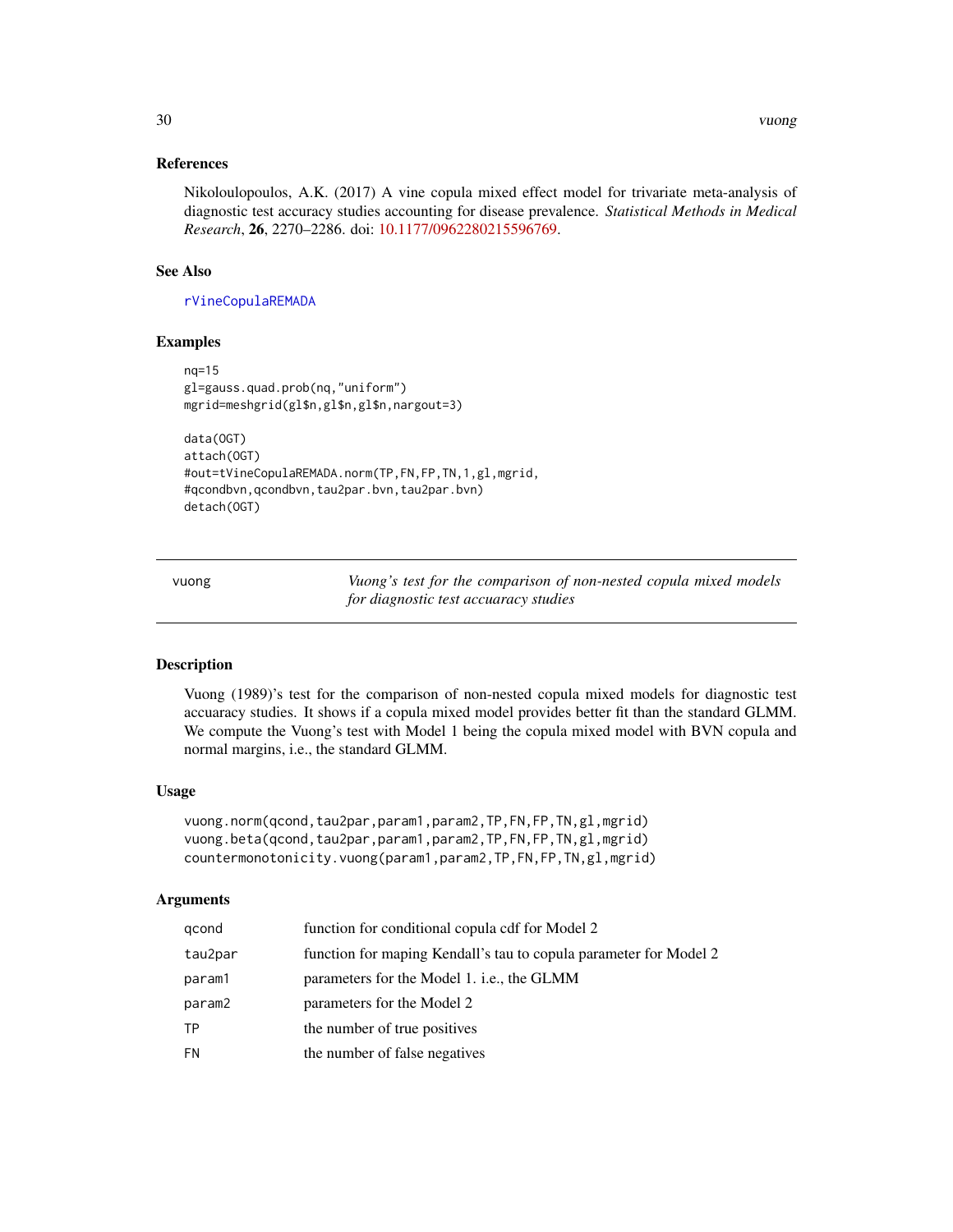## References

Nikoloulopoulos, A.K. (2017) A vine copula mixed effect model for trivariate meta-analysis of diagnostic test accuracy studies accounting for disease prevalence. *Statistical Methods in Medical Research*, **26**, 2270–2286. doi: 10.1177/0962280215596769.

## See Also

`rVineCopulaREMADA`

## Examples

```
nq=15
gl=gauss.quad.prob(nq,"uniform")
mgrid=meshgrid(gl$n,gl$n,gl$n,nargout=3)

data(OGT)
attach(OGT)
#out=tVineCopulaREMADA.norm(TP,FN,FP,TN,1,gl,mgrid,
#qcondbvn,qcondbvn,tau2par.bvn,tau2par.bvn)
detach(OGT)
```

---

# vuong — *Vuong's test for the comparison of non-nested copula mixed models for diagnostic test accuaracy studies*

---

## Description

Vuong (1989)'s test for the comparison of non-nested copula mixed models for diagnostic test accuaracy studies. It shows if a copula mixed model provides better fit than the standard GLMM. We compute the Vuong's test with Model 1 being the copula mixed model with BVN copula and normal margins, i.e., the standard GLMM.

## Usage

```
vuong.norm(qcond,tau2par,param1,param2,TP,FN,FP,TN,gl,mgrid)
vuong.beta(qcond,tau2par,param1,param2,TP,FN,FP,TN,gl,mgrid)
countermonotonicity.vuong(param1,param2,TP,FN,FP,TN,gl,mgrid)
```

## Arguments

| | |
|---|---|
| `qcond` | function for conditional copula cdf for Model 2 |
| `tau2par` | function for maping Kendall's tau to copula parameter for Model 2 |
| `param1` | parameters for the Model 1. i.e., the GLMM |
| `param2` | parameters for the Model 2 |
| `TP` | the number of true positives |
| `FN` | the number of false negatives |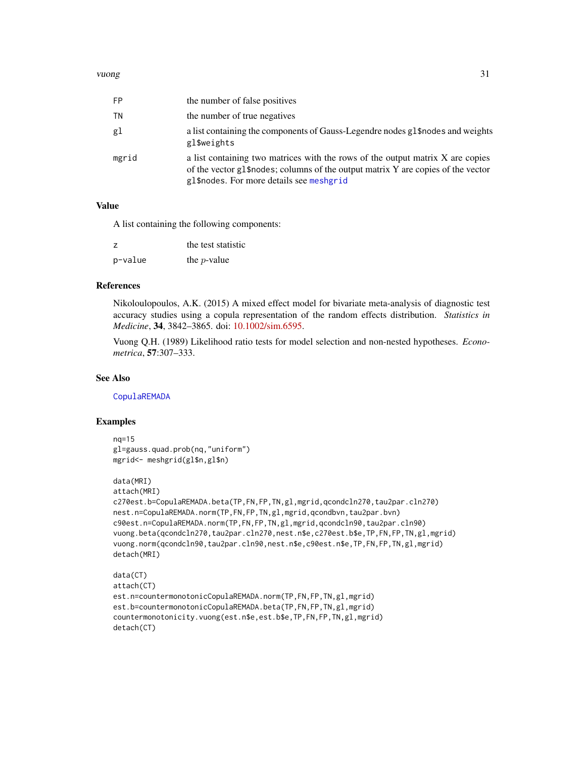| | |
|---|---|
| FP | the number of false positives |
| TN | the number of true negatives |
| gl | a list containing the components of Gauss-Legendre nodes gl$nodes and weights gl$weights |
| mgrid | a list containing two matrices with the rows of the output matrix X are copies of the vector gl$nodes; columns of the output matrix Y are copies of the vector gl$nodes. For more details see meshgrid |

## Value

A list containing the following components:

| | |
|---|---|
| z | the test statistic |
| p-value | the $p$-value |

## References

Nikoloulopoulos, A.K. (2015) A mixed effect model for bivariate meta-analysis of diagnostic test accuracy studies using a copula representation of the random effects distribution. *Statistics in Medicine*, **34**, 3842–3865. doi: 10.1002/sim.6595.

Vuong Q.H. (1989) Likelihood ratio tests for model selection and non-nested hypotheses. *Econometrica*, **57**:307–333.

## See Also

CopulaREMADA

## Examples

```
nq=15
gl=gauss.quad.prob(nq,"uniform")
mgrid<- meshgrid(gl$n,gl$n)

data(MRI)
attach(MRI)
c270est.b=CopulaREMADA.beta(TP,FN,FP,TN,gl,mgrid,qcondcln270,tau2par.cln270)
nest.n=CopulaREMADA.norm(TP,FN,FP,TN,gl,mgrid,qcondbvn,tau2par.bvn)
c90est.n=CopulaREMADA.norm(TP,FN,FP,TN,gl,mgrid,qcondcln90,tau2par.cln90)
vuong.beta(qcondcln270,tau2par.cln270,nest.n$e,c270est.b$e,TP,FN,FP,TN,gl,mgrid)
vuong.norm(qcondcln90,tau2par.cln90,nest.n$e,c90est.n$e,TP,FN,FP,TN,gl,mgrid)
detach(MRI)

data(CT)
attach(CT)
est.n=countermonotonicCopulaREMADA.norm(TP,FN,FP,TN,gl,mgrid)
est.b=countermonotonicCopulaREMADA.beta(TP,FN,FP,TN,gl,mgrid)
countermonotonicity.vuong(est.n$e,est.b$e,TP,FN,FP,TN,gl,mgrid)
detach(CT)
```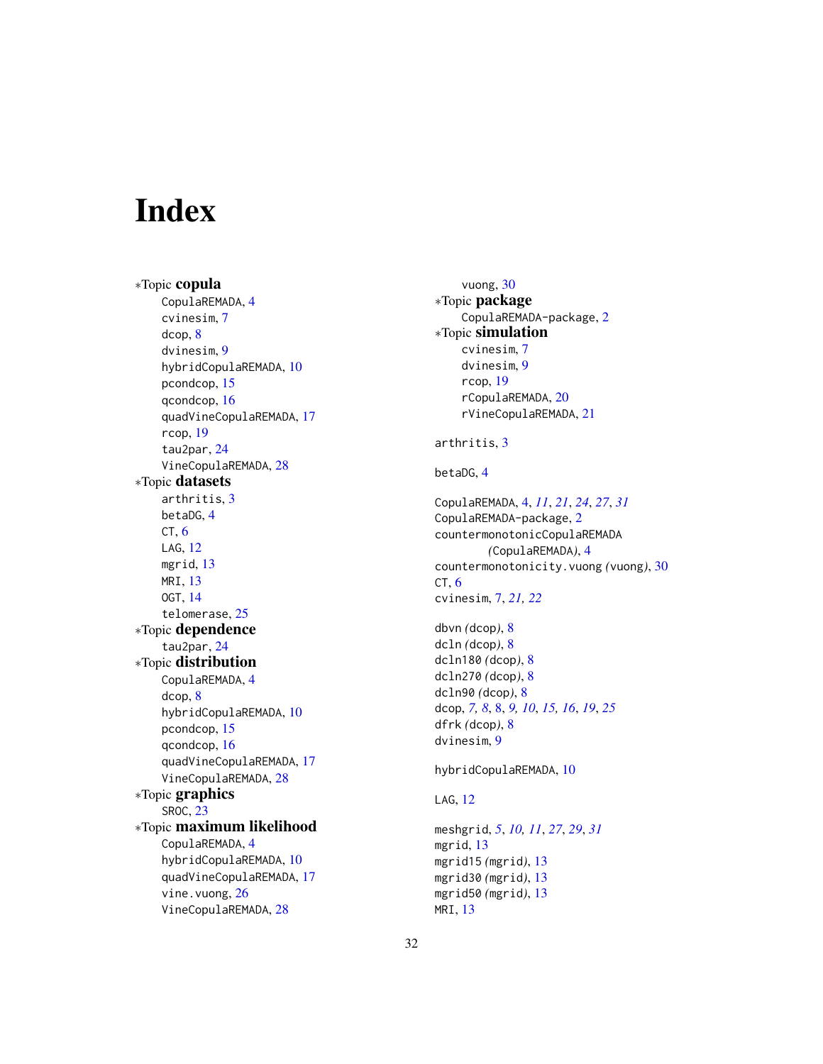# Index

*Topic **copula**
- CopulaREMADA, 4
- cvinesim, 7
- dcop, 8
- dvinesim, 9
- hybridCopulaREMADA, 10
- pcondcop, 15
- qcondcop, 16
- quadVineCopulaREMADA, 17
- rcop, 19
- tau2par, 24
- VineCopulaREMADA, 28

*Topic **datasets**
- arthritis, 3
- betaDG, 4
- CT, 6
- LAG, 12
- mgrid, 13
- MRI, 13
- OGT, 14
- telomerase, 25

*Topic **dependence**
- tau2par, 24

*Topic **distribution**
- CopulaREMADA, 4
- dcop, 8
- hybridCopulaREMADA, 10
- pcondcop, 15
- qcondcop, 16
- quadVineCopulaREMADA, 17
- VineCopulaREMADA, 28

*Topic **graphics**
- SROC, 23

*Topic **maximum likelihood**
- CopulaREMADA, 4
- hybridCopulaREMADA, 10
- quadVineCopulaREMADA, 17
- vine.vuong, 26
- VineCopulaREMADA, 28
- vuong, 30

*Topic **package**
- CopulaREMADA-package, 2

*Topic **simulation**
- cvinesim, 7
- dvinesim, 9
- rcop, 19
- rCopulaREMADA, 20
- rVineCopulaREMADA, 21

arthritis, 3

betaDG, 4

CopulaREMADA, 4, *11*, *21*, *24*, *27*, *31*
CopulaREMADA-package, 2
countermonotonicCopulaREMADA *(CopulaREMADA)*, 4
countermonotonicity.vuong *(vuong)*, 30
CT, 6
cvinesim, 7, *21, 22*

dbvn *(dcop)*, 8
dcln *(dcop)*, 8
dcln180 *(dcop)*, 8
dcln270 *(dcop)*, 8
dcln90 *(dcop)*, 8
dcop, *7, 8*, 8, *9, 10*, *15, 16*, *19*, *25*
dfrk *(dcop)*, 8
dvinesim, 9

hybridCopulaREMADA, 10

LAG, 12

meshgrid, *5*, *10, 11*, *27*, *29*, *31*
mgrid, 13
mgrid15 *(mgrid)*, 13
mgrid30 *(mgrid)*, 13
mgrid50 *(mgrid)*, 13
MRI, 13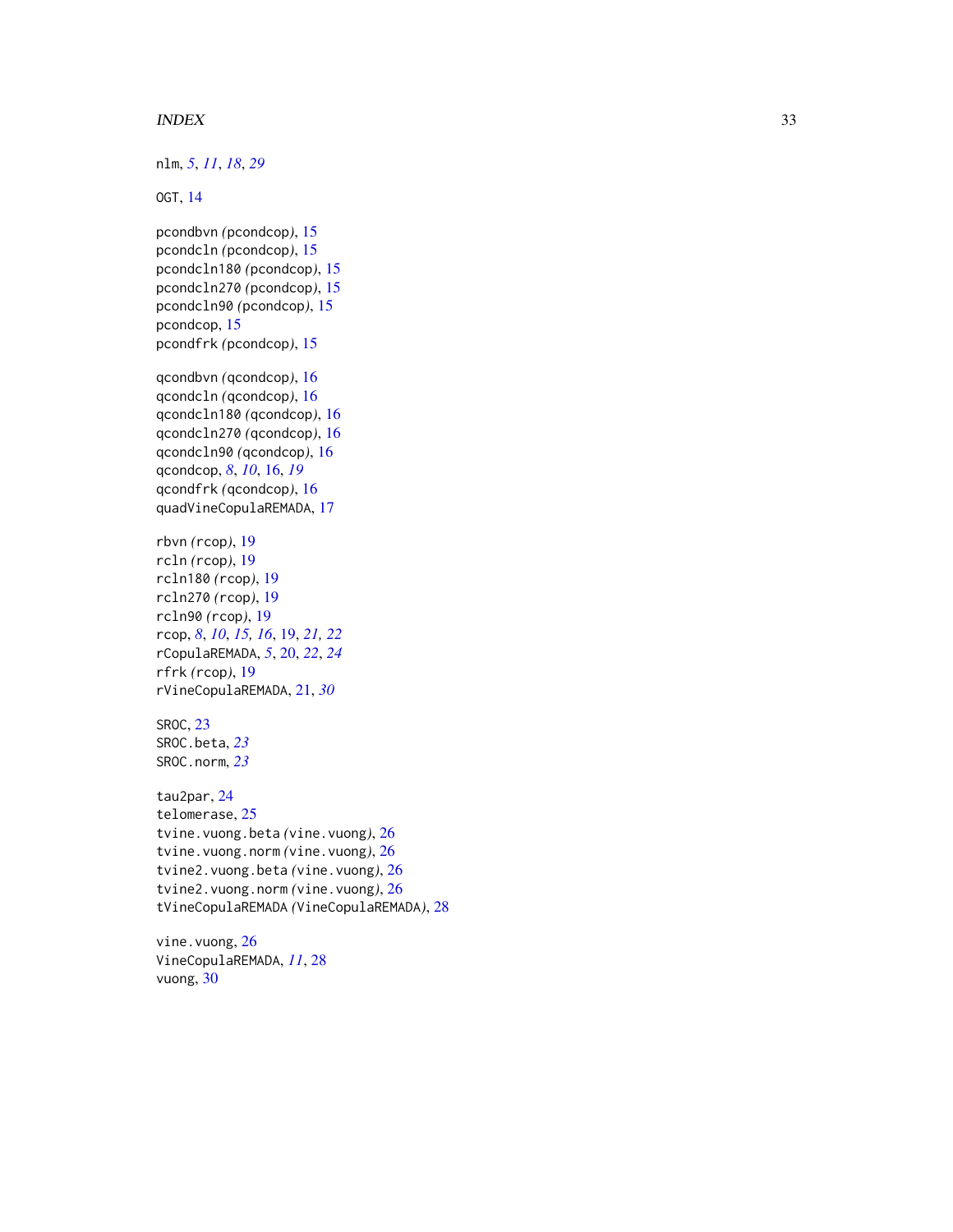nlm, *5*, *11*, *18*, *29*

OGT, 14

pcondbvn *(pcondcop)*, 15
pcondcln *(pcondcop)*, 15
pcondcln180 *(pcondcop)*, 15
pcondcln270 *(pcondcop)*, 15
pcondcln90 *(pcondcop)*, 15
pcondcop, 15
pcondfrk *(pcondcop)*, 15

qcondbvn *(qcondcop)*, 16
qcondcln *(qcondcop)*, 16
qcondcln180 *(qcondcop)*, 16
qcondcln270 *(qcondcop)*, 16
qcondcln90 *(qcondcop)*, 16
qcondcop, *8*, *10*, 16, *19*
qcondfrk *(qcondcop)*, 16
quadVineCopulaREMADA, 17

rbvn *(rcop)*, 19
rcln *(rcop)*, 19
rcln180 *(rcop)*, 19
rcln270 *(rcop)*, 19
rcln90 *(rcop)*, 19
rcop, *8*, *10*, *15, 16*, 19, *21, 22*
rCopulaREMADA, *5*, 20, *22*, *24*
rfrk *(rcop)*, 19
rVineCopulaREMADA, 21, *30*

SROC, 23
SROC.beta, *23*
SROC.norm, *23*

tau2par, 24
telomerase, 25
tvine.vuong.beta *(vine.vuong)*, 26
tvine.vuong.norm *(vine.vuong)*, 26
tvine2.vuong.beta *(vine.vuong)*, 26
tvine2.vuong.norm *(vine.vuong)*, 26
tVineCopulaREMADA *(VineCopulaREMADA)*, 28

vine.vuong, 26
VineCopulaREMADA, *11*, 28
vuong, 30